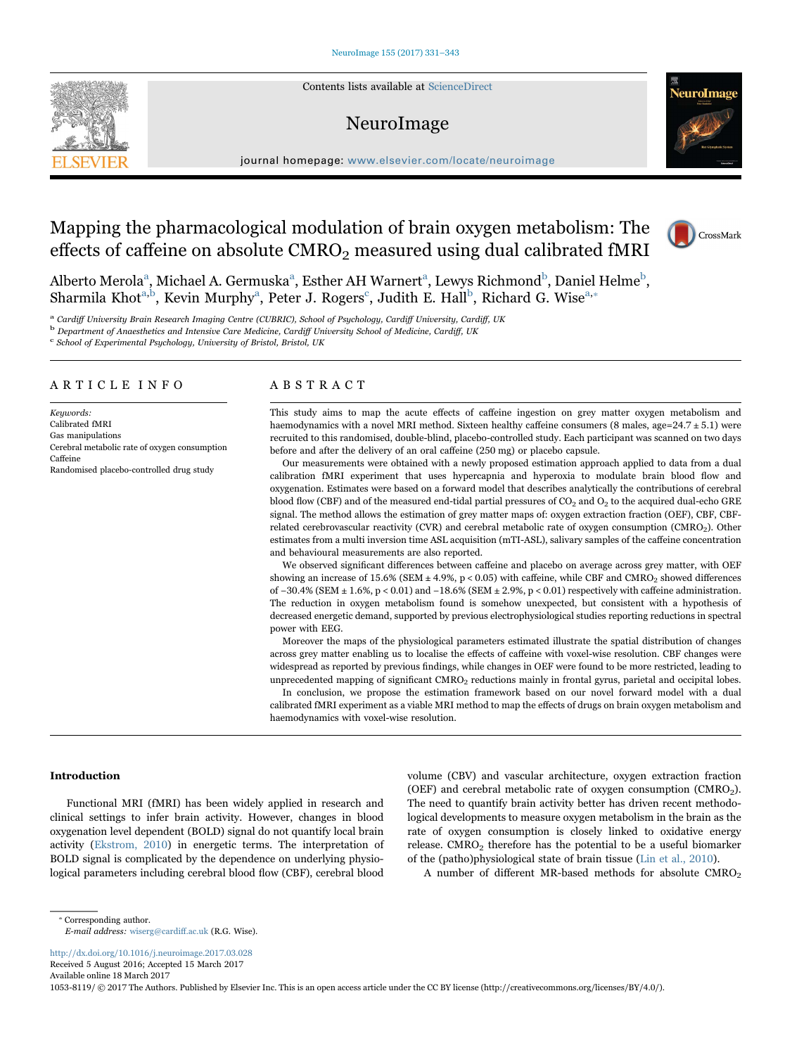# Mapping the pharmacological modulation of brain oxygen metabolism: The effects of caffeine on absolute $CMRO_2$ measured using dual calibrated fMRI

Alberto Merola[a], Michael A. Germuska[a], Esther AH Warnert[a], Lewys Richmond[b], Daniel Helme[b], Sharmila Khot[a,b], Kevin Murphy[a], Peter J. Rogers[c], Judith E. Hall[b], Richard G. Wise[a,*]

[a] Cardiff University Brain Research Imaging Centre (CUBRIC), School of Psychology, Cardiff University, Cardiff, UK

[b] Department of Anaesthetics and Intensive Care Medicine, Cardiff University School of Medicine, Cardiff, UK

[c] School of Experimental Psychology, University of Bristol, Bristol, UK

## ARTICLE INFO

*Keywords:*
Calibrated fMRI
Gas manipulations
Cerebral metabolic rate of oxygen consumption
Caffeine
Randomised placebo-controlled drug study

## ABSTRACT

This study aims to map the acute effects of caffeine ingestion on grey matter oxygen metabolism and haemodynamics with a novel MRI method. Sixteen healthy caffeine consumers (8 males, age=24.7 ± 5.1) were recruited to this randomised, double-blind, placebo-controlled study. Each participant was scanned on two days before and after the delivery of an oral caffeine (250 mg) or placebo capsule.

Our measurements were obtained with a newly proposed estimation approach applied to data from a dual calibration fMRI experiment that uses hypercapnia and hyperoxia to modulate brain blood flow and oxygenation. Estimates were based on a forward model that describes analytically the contributions of cerebral blood flow (CBF) and of the measured end-tidal partial pressures of $CO_2$ and $O_2$ to the acquired dual-echo GRE signal. The method allows the estimation of grey matter maps of: oxygen extraction fraction (OEF), CBF, CBF-related cerebrovascular reactivity (CVR) and cerebral metabolic rate of oxygen consumption ($CMRO_2$). Other estimates from a multi inversion time ASL acquisition (mTI-ASL), salivary samples of the caffeine concentration and behavioural measurements are also reported.

We observed significant differences between caffeine and placebo on average across grey matter, with OEF showing an increase of 15.6% (SEM ± 4.9%, $p < 0.05$) with caffeine, while CBF and $CMRO_2$ showed differences of −30.4% (SEM ± 1.6%, $p < 0.01$) and −18.6% (SEM ± 2.9%, $p < 0.01$) respectively with caffeine administration. The reduction in oxygen metabolism found is somehow unexpected, but consistent with a hypothesis of decreased energetic demand, supported by previous electrophysiological studies reporting reductions in spectral power with EEG.

Moreover the maps of the physiological parameters estimated illustrate the spatial distribution of changes across grey matter enabling us to localise the effects of caffeine with voxel-wise resolution. CBF changes were widespread as reported by previous findings, while changes in OEF were found to be more restricted, leading to unprecedented mapping of significant $CMRO_2$ reductions mainly in frontal gyrus, parietal and occipital lobes.

In conclusion, we propose the estimation framework based on our novel forward model with a dual calibrated fMRI experiment as a viable MRI method to map the effects of drugs on brain oxygen metabolism and haemodynamics with voxel-wise resolution.

## Introduction

Functional MRI (fMRI) has been widely applied in research and clinical settings to infer brain activity. However, changes in blood oxygenation level dependent (BOLD) signal do not quantify local brain activity (Ekstrom, 2010) in energetic terms. The interpretation of BOLD signal is complicated by the dependence on underlying physiological parameters including cerebral blood flow (CBF), cerebral blood volume (CBV) and vascular architecture, oxygen extraction fraction (OEF) and cerebral metabolic rate of oxygen consumption ($CMRO_2$). The need to quantify brain activity better has driven recent methodological developments to measure oxygen metabolism in the brain as the rate of oxygen consumption is closely linked to oxidative energy release. $CMRO_2$ therefore has the potential to be a useful biomarker of the (patho)physiological state of brain tissue (Lin et al., 2010).

A number of different MR-based methods for absolute $CMRO_2$

* Corresponding author.
*E-mail address:* wiserg@cardiff.ac.uk (R.G. Wise).

http://dx.doi.org/10.1016/j.neuroimage.2017.03.028
Received 5 August 2016; Accepted 15 March 2017
Available online 18 March 2017
1053-8119/ © 2017 The Authors. Published by Elsevier Inc. This is an open access article under the CC BY license (http://creativecommons.org/licenses/BY/4.0/).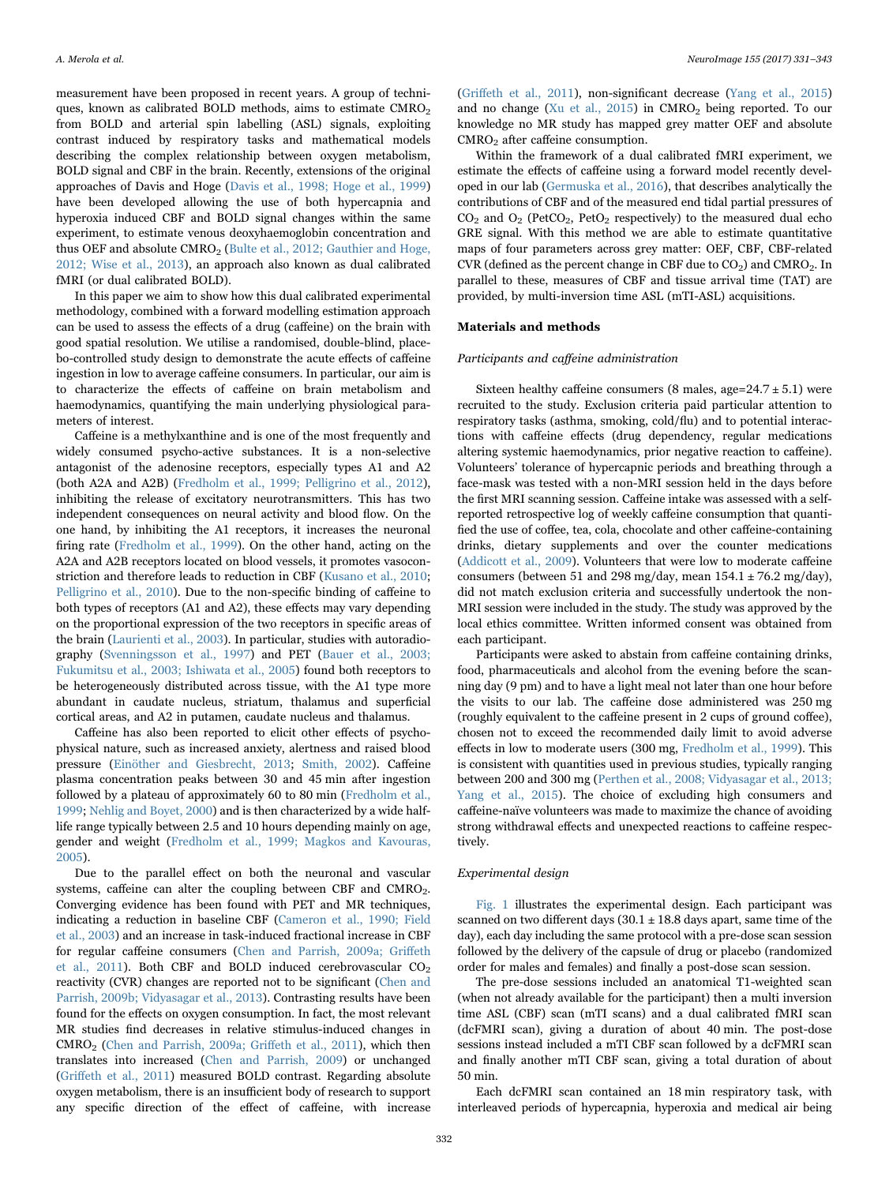measurement have been proposed in recent years. A group of techniques, known as calibrated BOLD methods, aims to estimate $CMRO_2$ from BOLD and arterial spin labelling (ASL) signals, exploiting contrast induced by respiratory tasks and mathematical models describing the complex relationship between oxygen metabolism, BOLD signal and CBF in the brain. Recently, extensions of the original approaches of Davis and Hoge (Davis et al., 1998; Hoge et al., 1999) have been developed allowing the use of both hypercapnia and hyperoxia induced CBF and BOLD signal changes within the same experiment, to estimate venous deoxyhaemoglobin concentration and thus OEF and absolute $CMRO_2$ (Bulte et al., 2012; Gauthier and Hoge, 2012; Wise et al., 2013), an approach also known as dual calibrated fMRI (or dual calibrated BOLD).

In this paper we aim to show how this dual calibrated experimental methodology, combined with a forward modelling estimation approach can be used to assess the effects of a drug (caffeine) on the brain with good spatial resolution. We utilise a randomised, double-blind, placebo-controlled study design to demonstrate the acute effects of caffeine ingestion in low to average caffeine consumers. In particular, our aim is to characterize the effects of caffeine on brain metabolism and haemodynamics, quantifying the main underlying physiological parameters of interest.

Caffeine is a methylxanthine and is one of the most frequently and widely consumed psycho-active substances. It is a non-selective antagonist of the adenosine receptors, especially types A1 and A2 (both A2A and A2B) (Fredholm et al., 1999; Pelligrino et al., 2012), inhibiting the release of excitatory neurotransmitters. This has two independent consequences on neural activity and blood flow. On the one hand, by inhibiting the A1 receptors, it increases the neuronal firing rate (Fredholm et al., 1999). On the other hand, acting on the A2A and A2B receptors located on blood vessels, it promotes vasoconstriction and therefore leads to reduction in CBF (Kusano et al., 2010; Pelligrino et al., 2010). Due to the non-specific binding of caffeine to both types of receptors (A1 and A2), these effects may vary depending on the proportional expression of the two receptors in specific areas of the brain (Laurienti et al., 2003). In particular, studies with autoradiography (Svenningsson et al., 1997) and PET (Bauer et al., 2003; Fukumitsu et al., 2003; Ishiwata et al., 2005) found both receptors to be heterogeneously distributed across tissue, with the A1 type more abundant in caudate nucleus, striatum, thalamus and superficial cortical areas, and A2 in putamen, caudate nucleus and thalamus.

Caffeine has also been reported to elicit other effects of psychophysical nature, such as increased anxiety, alertness and raised blood pressure (Einöther and Giesbrecht, 2013; Smith, 2002). Caffeine plasma concentration peaks between 30 and 45 min after ingestion followed by a plateau of approximately 60 to 80 min (Fredholm et al., 1999; Nehlig and Boyet, 2000) and is then characterized by a wide half-life range typically between 2.5 and 10 hours depending mainly on age, gender and weight (Fredholm et al., 1999; Magkos and Kavouras, 2005).

Due to the parallel effect on both the neuronal and vascular systems, caffeine can alter the coupling between CBF and $CMRO_2$. Converging evidence has been found with PET and MR techniques, indicating a reduction in baseline CBF (Cameron et al., 1990; Field et al., 2003) and an increase in task-induced fractional increase in CBF for regular caffeine consumers (Chen and Parrish, 2009a; Griffeth et al., 2011). Both CBF and BOLD induced cerebrovascular $CO_2$ reactivity (CVR) changes are reported not to be significant (Chen and Parrish, 2009b; Vidyasagar et al., 2013). Contrasting results have been found for the effects on oxygen consumption. In fact, the most relevant MR studies find decreases in relative stimulus-induced changes in $CMRO_2$ (Chen and Parrish, 2009a; Griffeth et al., 2011), which then translates into increased (Chen and Parrish, 2009) or unchanged (Griffeth et al., 2011) measured BOLD contrast. Regarding absolute oxygen metabolism, there is an insufficient body of research to support any specific direction of the effect of caffeine, with increase (Griffeth et al., 2011), non-significant decrease (Yang et al., 2015) and no change (Xu et al., 2015) in $CMRO_2$ being reported. To our knowledge no MR study has mapped grey matter OEF and absolute $CMRO_2$ after caffeine consumption.

Within the framework of a dual calibrated fMRI experiment, we estimate the effects of caffeine using a forward model recently developed in our lab (Germuska et al., 2016), that describes analytically the contributions of CBF and of the measured end tidal partial pressures of $CO_2$ and $O_2$ ($PetCO_2$, $PetO_2$ respectively) to the measured dual echo GRE signal. With this method we are able to estimate quantitative maps of four parameters across grey matter: OEF, CBF, CBF-related CVR (defined as the percent change in CBF due to $CO_2$) and $CMRO_2$. In parallel to these, measures of CBF and tissue arrival time (TAT) are provided, by multi-inversion time ASL (mTI-ASL) acquisitions.

## Materials and methods

### Participants and caffeine administration

Sixteen healthy caffeine consumers (8 males, age=24.7 ± 5.1) were recruited to the study. Exclusion criteria paid particular attention to respiratory tasks (asthma, smoking, cold/flu) and to potential interactions with caffeine effects (drug dependency, regular medications altering systemic haemodynamics, prior negative reaction to caffeine). Volunteers' tolerance of hypercapnic periods and breathing through a face-mask was tested with a non-MRI session held in the days before the first MRI scanning session. Caffeine intake was assessed with a self-reported retrospective log of weekly caffeine consumption that quantified the use of coffee, tea, cola, chocolate and other caffeine-containing drinks, dietary supplements and over the counter medications (Addicott et al., 2009). Volunteers that were low to moderate caffeine consumers (between 51 and 298 mg/day, mean 154.1 ± 76.2 mg/day), did not match exclusion criteria and successfully undertook the non-MRI session were included in the study. The study was approved by the local ethics committee. Written informed consent was obtained from each participant.

Participants were asked to abstain from caffeine containing drinks, food, pharmaceuticals and alcohol from the evening before the scanning day (9 pm) and to have a light meal not later than one hour before the visits to our lab. The caffeine dose administered was 250 mg (roughly equivalent to the caffeine present in 2 cups of ground coffee), chosen not to exceed the recommended daily limit to avoid adverse effects in low to moderate users (300 mg, Fredholm et al., 1999). This is consistent with quantities used in previous studies, typically ranging between 200 and 300 mg (Perthen et al., 2008; Vidyasagar et al., 2013; Yang et al., 2015). The choice of excluding high consumers and caffeine-naïve volunteers was made to maximize the chance of avoiding strong withdrawal effects and unexpected reactions to caffeine respectively.

### Experimental design

Fig. 1 illustrates the experimental design. Each participant was scanned on two different days (30.1 ± 18.8 days apart, same time of the day), each day including the same protocol with a pre-dose scan session followed by the delivery of the capsule of drug or placebo (randomized order for males and females) and finally a post-dose scan session.

The pre-dose sessions included an anatomical T1-weighted scan (when not already available for the participant) then a multi inversion time ASL (CBF) scan (mTI scans) and a dual calibrated fMRI scan (dcFMRI scan), giving a duration of about 40 min. The post-dose sessions instead included a mTI CBF scan followed by a dcFMRI scan and finally another mTI CBF scan, giving a total duration of about 50 min.

Each dcFMRI scan contained an 18 min respiratory task, with interleaved periods of hypercapnia, hyperoxia and medical air being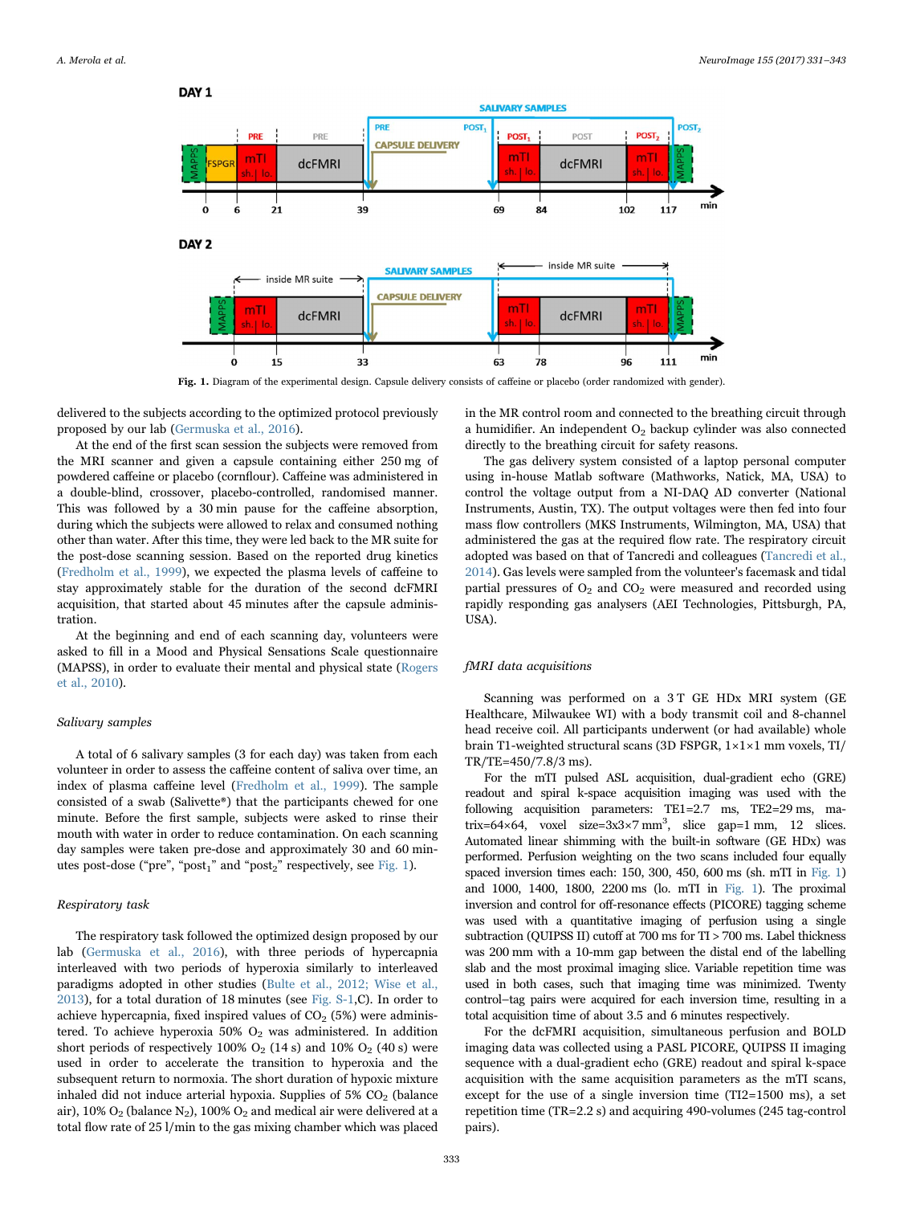Fig. 1. Diagram of the experimental design. Capsule delivery consists of caffeine or placebo (order randomized with gender).

delivered to the subjects according to the optimized protocol previously proposed by our lab (Germuska et al., 2016).

At the end of the first scan session the subjects were removed from the MRI scanner and given a capsule containing either 250 mg of powdered caffeine or placebo (cornflour). Caffeine was administered in a double-blind, crossover, placebo-controlled, randomised manner. This was followed by a 30 min pause for the caffeine absorption, during which the subjects were allowed to relax and consumed nothing other than water. After this time, they were led back to the MR suite for the post-dose scanning session. Based on the reported drug kinetics (Fredholm et al., 1999), we expected the plasma levels of caffeine to stay approximately stable for the duration of the second dcFMRI acquisition, that started about 45 minutes after the capsule administration.

At the beginning and end of each scanning day, volunteers were asked to fill in a Mood and Physical Sensations Scale questionnaire (MAPSS), in order to evaluate their mental and physical state (Rogers et al., 2010).

### Salivary samples

A total of 6 salivary samples (3 for each day) was taken from each volunteer in order to assess the caffeine content of saliva over time, an index of plasma caffeine level (Fredholm et al., 1999). The sample consisted of a swab (Salivette®) that the participants chewed for one minute. Before the first sample, subjects were asked to rinse their mouth with water in order to reduce contamination. On each scanning day samples were taken pre-dose and approximately 30 and 60 minutes post-dose ("pre", "post$_1$" and "post$_2$" respectively, see Fig. 1).

### Respiratory task

The respiratory task followed the optimized design proposed by our lab (Germuska et al., 2016), with three periods of hypercapnia interleaved with two periods of hyperoxia similarly to interleaved paradigms adopted in other studies (Bulte et al., 2012; Wise et al., 2013), for a total duration of 18 minutes (see Fig. S-1,C). In order to achieve hypercapnia, fixed inspired values of $CO_2$ (5%) were administered. To achieve hyperoxia 50% $O_2$ was administered. In addition short periods of respectively 100% $O_2$ (14 s) and 10% $O_2$ (40 s) were used in order to accelerate the transition to hyperoxia and the subsequent return to normoxia. The short duration of hypoxic mixture inhaled did not induce arterial hypoxia. Supplies of 5% $CO_2$ (balance air), 10% $O_2$ (balance $N_2$), 100% $O_2$ and medical air were delivered at a total flow rate of 25 l/min to the gas mixing chamber which was placed in the MR control room and connected to the breathing circuit through a humidifier. An independent $O_2$ backup cylinder was also connected directly to the breathing circuit for safety reasons.

The gas delivery system consisted of a laptop personal computer using in-house Matlab software (Mathworks, Natick, MA, USA) to control the voltage output from a NI-DAQ AD converter (National Instruments, Austin, TX). The output voltages were then fed into four mass flow controllers (MKS Instruments, Wilmington, MA, USA) that administered the gas at the required flow rate. The respiratory circuit adopted was based on that of Tancredi and colleagues (Tancredi et al., 2014). Gas levels were sampled from the volunteer's facemask and tidal partial pressures of $O_2$ and $CO_2$ were measured and recorded using rapidly responding gas analysers (AEI Technologies, Pittsburgh, PA, USA).

### fMRI data acquisitions

Scanning was performed on a 3 T GE HDx MRI system (GE Healthcare, Milwaukee WI) with a body transmit coil and 8-channel head receive coil. All participants underwent (or had available) whole brain T1-weighted structural scans (3D FSPGR, 1×1×1 mm voxels, TI/TR/TE=450/7.8/3 ms).

For the mTI pulsed ASL acquisition, dual-gradient echo (GRE) readout and spiral k-space acquisition imaging was used with the following acquisition parameters: TE1=2.7 ms, TE2=29 ms, matrix=64×64, voxel size=3x3×7 mm$^3$, slice gap=1 mm, 12 slices. Automated linear shimming with the built-in software (GE HDx) was performed. Perfusion weighting on the two scans included four equally spaced inversion times each: 150, 300, 450, 600 ms (sh. mTI in Fig. 1) and 1000, 1400, 1800, 2200 ms (lo. mTI in Fig. 1). The proximal inversion and control for off-resonance effects (PICORE) tagging scheme was used with a quantitative imaging of perfusion using a single subtraction (QUIPSS II) cutoff at 700 ms for TI > 700 ms. Label thickness was 200 mm with a 10-mm gap between the distal end of the labelling slab and the most proximal imaging slice. Variable repetition time was used in both cases, such that imaging time was minimized. Twenty control–tag pairs were acquired for each inversion time, resulting in a total acquisition time of about 3.5 and 6 minutes respectively.

For the dcFMRI acquisition, simultaneous perfusion and BOLD imaging data was collected using a PASL PICORE, QUIPSS II imaging sequence with a dual-gradient echo (GRE) readout and spiral k-space acquisition with the same acquisition parameters as the mTI scans, except for the use of a single inversion time (TI2=1500 ms), a set repetition time (TR=2.2 s) and acquiring 490-volumes (245 tag-control pairs).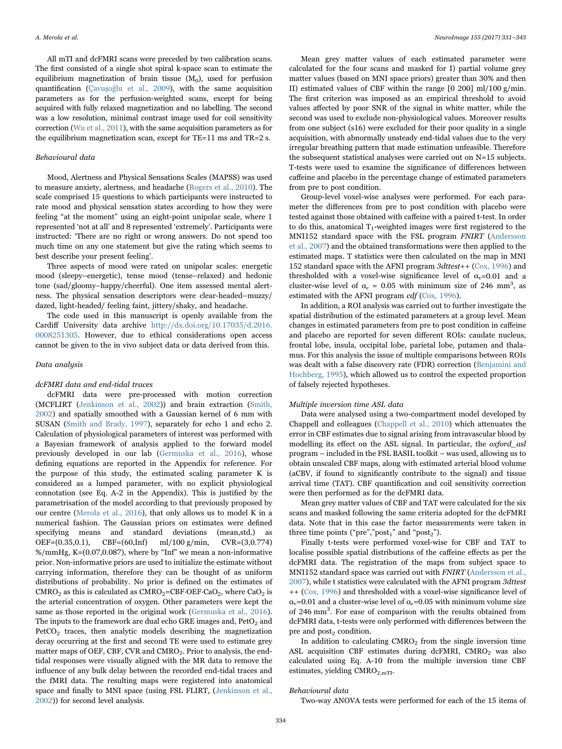All mTI and dcFMRI scans were preceded by two calibration scans. The first consisted of a single shot spiral k-space scan to estimate the equilibrium magnetization of brain tissue ($M_0$), used for perfusion quantification (Çavuşoğlu et al., 2009), with the same acquisition parameters as for the perfusion-weighted scans, except for being acquired with fully relaxed magnetization and no labelling. The second was a low resolution, minimal contrast image used for coil sensitivity correction (Wu et al., 2011), with the same acquisition parameters as for the equilibrium magnetization scan, except for TE=11 ms and TR=2 s.

### Behavioural data

Mood, Alertness and Physical Sensations Scales (MAPSS) was used to measure anxiety, alertness, and headache (Rogers et al., 2010). The scale comprised 15 questions to which participants were instructed to rate mood and physical sensation states according to how they were feeling "at the moment" using an eight-point unipolar scale, where 1 represented 'not at all' and 8 represented 'extremely'. Participants were instructed: 'There are no right or wrong answers. Do not spend too much time on any one statement but give the rating which seems to best describe your present feeling'.

Three aspects of mood were rated on unipolar scales: energetic mood (sleepy–energetic), tense mood (tense–relaxed) and hedonic tone (sad/gloomy–happy/cheerful). One item assessed mental alertness. The physical sensation descriptors were clear-headed–muzzy/dazed, light-headed/ feeling faint, jittery/shaky, and headache.

The code used in this manuscript is openly available from the Cardiff University data archive http://dx.doi.org/10.17035/d.2016.0008251305. However, due to ethical considerations open access cannot be given to the in vivo subject data or data derived from this.

### Data analysis

#### dcFMRI data and end-tidal traces

dcFMRI data were pre-processed with motion correction (MCFLIRT (Jenkinson et al., 2002)) and brain extraction (Smith, 2002) and spatially smoothed with a Gaussian kernel of 6 mm with SUSAN (Smith and Brady, 1997), separately for echo 1 and echo 2. Calculation of physiological parameters of interest was performed with a Bayesian framework of analysis applied to the forward model previously developed in our lab (Germuska et al., 2016), whose defining equations are reported in the Appendix for reference. For the purpose of this study, the estimated scaling parameter K is considered as a lumped parameter, with no explicit physiological connotation (see Eq. A-2 in the Appendix). This is justified by the parametrisation of the model according to that previously proposed by our centre (Merola et al., 2016), that only allows us to model K in a numerical fashion. The Gaussian priors on estimates were defined specifying means and standard deviations (mean,std.) as OEF=(0.35,0.1), CBF=(60,Inf) ml/100 g/min, CVR=(3,0.774) %/mmHg, K=(0.07,0.087), where by "Inf" we mean a non-informative prior. Non-informative priors are used to initialize the estimate without carrying information, therefore they can be thought of as uniform distributions of probability. No prior is defined on the estimates of $CMRO_2$ as this is calculated as $CMRO_2$=CBF·OEF·$CaO_2$, where $CaO_2$ is the arterial concentration of oxygen. Other parameters were kept the same as those reported in the original work (Germuska et al., 2016). The inputs to the framework are dual echo GRE images and, $PetO_2$ and $PetCO_2$ traces, then analytic models describing the magnetization decay occurring at the first and second TE were used to estimate grey matter maps of OEF, CBF, CVR and $CMRO_2$. Prior to analysis, the end-tidal responses were visually aligned with the MR data to remove the influence of any bulk delay between the recorded end-tidal traces and the fMRI data. The resulting maps were registered into anatomical space and finally to MNI space (using FSL FLIRT, (Jenkinson et al., 2002)) for second level analysis.

Mean grey matter values of each estimated parameter were calculated for the four scans and masked for I) partial volume grey matter values (based on MNI space priors) greater than 30% and then II) estimated values of CBF within the range [0 200] ml/100 g/min. The first criterion was imposed as an empirical threshold to avoid values affected by poor SNR of the signal in white matter, while the second was used to exclude non-physiological values. Moreover results from one subject (s16) were excluded for their poor quality in a single acquisition, with abnormally unsteady end-tidal values due to the very irregular breathing pattern that made estimation unfeasible. Therefore the subsequent statistical analyses were carried out on N=15 subjects. T-tests were used to examine the significance of differences between caffeine and placebo in the percentage change of estimated parameters from pre to post condition.

Group-level voxel-wise analyses were performed. For each parameter the differences from pre to post condition with placebo were tested against those obtained with caffeine with a paired t-test. In order to do this, anatomical $T_1$-weighted images were first registered to the MNI152 standard space with the FSL program *FNIRT* (Andersson et al., 2007) and the obtained transformations were then applied to the estimated maps. T statistics were then calculated on the map in MNI 152 standard space with the AFNI program *3dttest++* (Cox, 1996) and thresholded with a voxel-wise significance level of $\alpha_v$=0.01 and a cluster-wise level of $\alpha_c$ = 0.05 with minimum size of 246 $mm^3$, as estimated with the AFNI program *cdf* (Cox, 1996).

In addition, a ROI analysis was carried out to further investigate the spatial distribution of the estimated parameters at a group level. Mean changes in estimated parameters from pre to post condition in caffeine and placebo are reported for seven different ROIs: caudate nucleus, frontal lobe, insula, occipital lobe, parietal lobe, putamen and thalamus. For this analysis the issue of multiple comparisons between ROIs was dealt with a false discovery rate (FDR) correction (Benjamini and Hochberg, 1995), which allowed us to control the expected proportion of falsely rejected hypotheses.

#### Multiple inversion time ASL data

Data were analysed using a two-compartment model developed by Chappell and colleagues (Chappell et al., 2010) which attenuates the error in CBF estimates due to signal arising from intravascular blood by modelling its effect on the ASL signal. In particular, the *oxford_asl* program – included in the FSL BASIL toolkit – was used, allowing us to obtain unscaled CBF maps, along with estimated arterial blood volume (aCBV, if found to significantly contribute to the signal) and tissue arrival time (TAT). CBF quantification and coil sensitivity correction were then performed as for the dcFMRI data.

Mean grey matter values of CBF and TAT were calculated for the six scans and masked following the same criteria adopted for the dcFMRI data. Note that in this case the factor measurements were taken in three time points ("pre","$post_1$" and "$post_2$").

Finally t-tests were performed voxel-wise for CBF and TAT to localise possible spatial distributions of the caffeine effects as per the dcFMRI data. The registration of the maps from subject space to MNI152 standard space was carried out with *FNIRT* (Andersson et al., 2007), while t statistics were calculated with the AFNI program *3dttest++* (Cox, 1996) and thresholded with a voxel-wise significance level of $\alpha_v$=0.01 and a cluster-wise level of $\alpha_c$=0.05 with minimum volume size of 246 $mm^3$. For ease of comparison with the results obtained from dcFMRI data, t-tests were only performed with differences between the pre and $post_2$ condition.

In addition to calculating $CMRO_2$ from the single inversion time ASL acquisition CBF estimates during dcFMRI, $CMRO_2$ was also calculated using Eq. A-10 from the multiple inversion time CBF estimates, yielding $CMRO_{2,mTI}$.

#### Behavioural data

Two-way ANOVA tests were performed for each of the 15 items of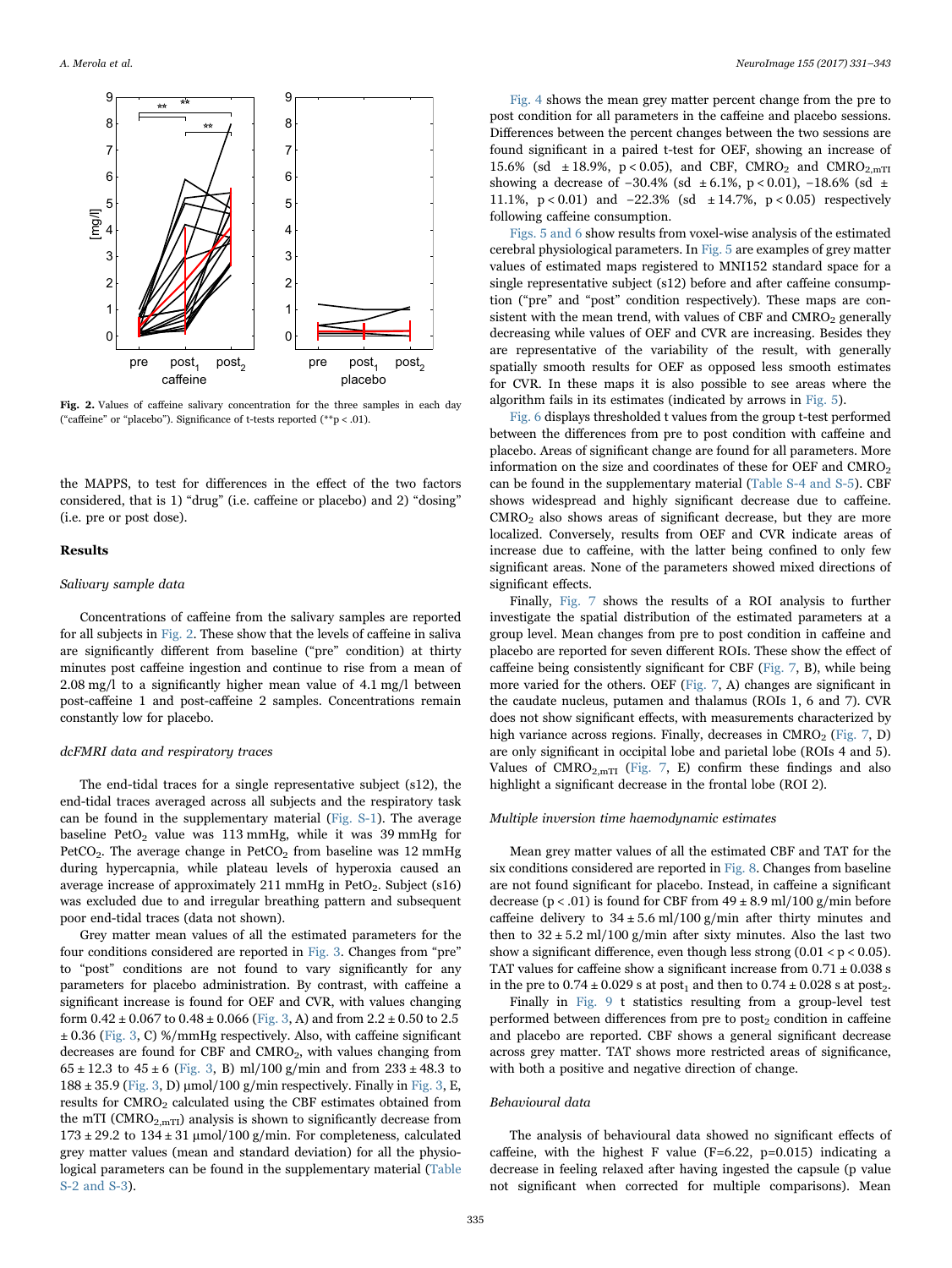Fig. 2. Values of caffeine salivary concentration for the three samples in each day ("caffeine" or "placebo"). Significance of t-tests reported (**p < .01).

the MAPPS, to test for differences in the effect of the two factors considered, that is 1) "drug" (i.e. caffeine or placebo) and 2) "dosing" (i.e. pre or post dose).

## Results

### Salivary sample data

Concentrations of caffeine from the salivary samples are reported for all subjects in Fig. 2. These show that the levels of caffeine in saliva are significantly different from baseline ("pre" condition) at thirty minutes post caffeine ingestion and continue to rise from a mean of 2.08 mg/l to a significantly higher mean value of 4.1 mg/l between post-caffeine 1 and post-caffeine 2 samples. Concentrations remain constantly low for placebo.

### dcFMRI data and respiratory traces

The end-tidal traces for a single representative subject (s12), the end-tidal traces averaged across all subjects and the respiratory task can be found in the supplementary material (Fig. S-1). The average baseline $PetO_2$ value was 113 mmHg, while it was 39 mmHg for $PetCO_2$. The average change in $PetCO_2$ from baseline was 12 mmHg during hypercapnia, while plateau levels of hyperoxia caused an average increase of approximately 211 mmHg in $PetO_2$. Subject (s16) was excluded due to and irregular breathing pattern and subsequent poor end-tidal traces (data not shown).

Grey matter mean values of all the estimated parameters for the four conditions considered are reported in Fig. 3. Changes from "pre" to "post" conditions are not found to vary significantly for any parameters for placebo administration. By contrast, with caffeine a significant increase is found for OEF and CVR, with values changing form 0.42 ± 0.067 to 0.48 ± 0.066 (Fig. 3, A) and from 2.2 ± 0.50 to 2.5 ± 0.36 (Fig. 3, C) %/mmHg respectively. Also, with caffeine significant decreases are found for CBF and $CMRO_2$, with values changing from 65 ± 12.3 to 45 ± 6 (Fig. 3, B) ml/100 g/min and from 233 ± 48.3 to 188 ± 35.9 (Fig. 3, D) µmol/100 g/min respectively. Finally in Fig. 3, E, results for $CMRO_2$ calculated using the CBF estimates obtained from the mTI ($CMRO_{2,mTI}$) analysis is shown to significantly decrease from 173 ± 29.2 to 134 ± 31 µmol/100 g/min. For completeness, calculated grey matter values (mean and standard deviation) for all the physiological parameters can be found in the supplementary material (Table S-2 and S-3).

Fig. 4 shows the mean grey matter percent change from the pre to post condition for all parameters in the caffeine and placebo sessions. Differences between the percent changes between the two sessions are found significant in a paired t-test for OEF, showing an increase of 15.6% (sd ± 18.9%, p < 0.05), and CBF, $CMRO_2$ and $CMRO_{2,mTI}$ showing a decrease of −30.4% (sd ± 6.1%, p < 0.01), −18.6% (sd ± 11.1%, p < 0.01) and −22.3% (sd ± 14.7%, p < 0.05) respectively following caffeine consumption.

Figs. 5 and 6 show results from voxel-wise analysis of the estimated cerebral physiological parameters. In Fig. 5 are examples of grey matter values of estimated maps registered to MNI152 standard space for a single representative subject (s12) before and after caffeine consumption ("pre" and "post" condition respectively). These maps are consistent with the mean trend, with values of CBF and $CMRO_2$ generally decreasing while values of OEF and CVR are increasing. Besides they are representative of the variability of the result, with generally spatially smooth results for OEF as opposed less smooth estimates for CVR. In these maps it is also possible to see areas where the algorithm fails in its estimates (indicated by arrows in Fig. 5).

Fig. 6 displays thresholded t values from the group t-test performed between the differences from pre to post condition with caffeine and placebo. Areas of significant change are found for all parameters. More information on the size and coordinates of these for OEF and $CMRO_2$ can be found in the supplementary material (Table S-4 and S-5). CBF shows widespread and highly significant decrease due to caffeine. $CMRO_2$ also shows areas of significant decrease, but they are more localized. Conversely, results from OEF and CVR indicate areas of increase due to caffeine, with the latter being confined to only few significant areas. None of the parameters showed mixed directions of significant effects.

Finally, Fig. 7 shows the results of a ROI analysis to further investigate the spatial distribution of the estimated parameters at a group level. Mean changes from pre to post condition in caffeine and placebo are reported for seven different ROIs. These show the effect of caffeine being consistently significant for CBF (Fig. 7, B), while being more varied for the others. OEF (Fig. 7, A) changes are significant in the caudate nucleus, putamen and thalamus (ROIs 1, 6 and 7). CVR does not show significant effects, with measurements characterized by high variance across regions. Finally, decreases in $CMRO_2$ (Fig. 7, D) are only significant in occipital lobe and parietal lobe (ROIs 4 and 5). Values of $CMRO_{2,mTI}$ (Fig. 7, E) confirm these findings and also highlight a significant decrease in the frontal lobe (ROI 2).

### Multiple inversion time haemodynamic estimates

Mean grey matter values of all the estimated CBF and TAT for the six conditions considered are reported in Fig. 8. Changes from baseline are not found significant for placebo. Instead, in caffeine a significant decrease (p < .01) is found for CBF from 49 ± 8.9 ml/100 g/min before caffeine delivery to 34 ± 5.6 ml/100 g/min after thirty minutes and then to 32 ± 5.2 ml/100 g/min after sixty minutes. Also the last two show a significant difference, even though less strong (0.01 < p < 0.05). TAT values for caffeine show a significant increase from 0.71 ± 0.038 s in the pre to 0.74 ± 0.029 s at $post_1$ and then to 0.74 ± 0.028 s at $post_2$.

Finally in Fig. 9 t statistics resulting from a group-level test performed between differences from pre to $post_2$ condition in caffeine and placebo are reported. CBF shows a general significant decrease across grey matter. TAT shows more restricted areas of significance, with both a positive and negative direction of change.

### Behavioural data

The analysis of behavioural data showed no significant effects of caffeine, with the highest F value (F=6.22, p=0.015) indicating a decrease in feeling relaxed after having ingested the capsule (p value not significant when corrected for multiple comparisons). Mean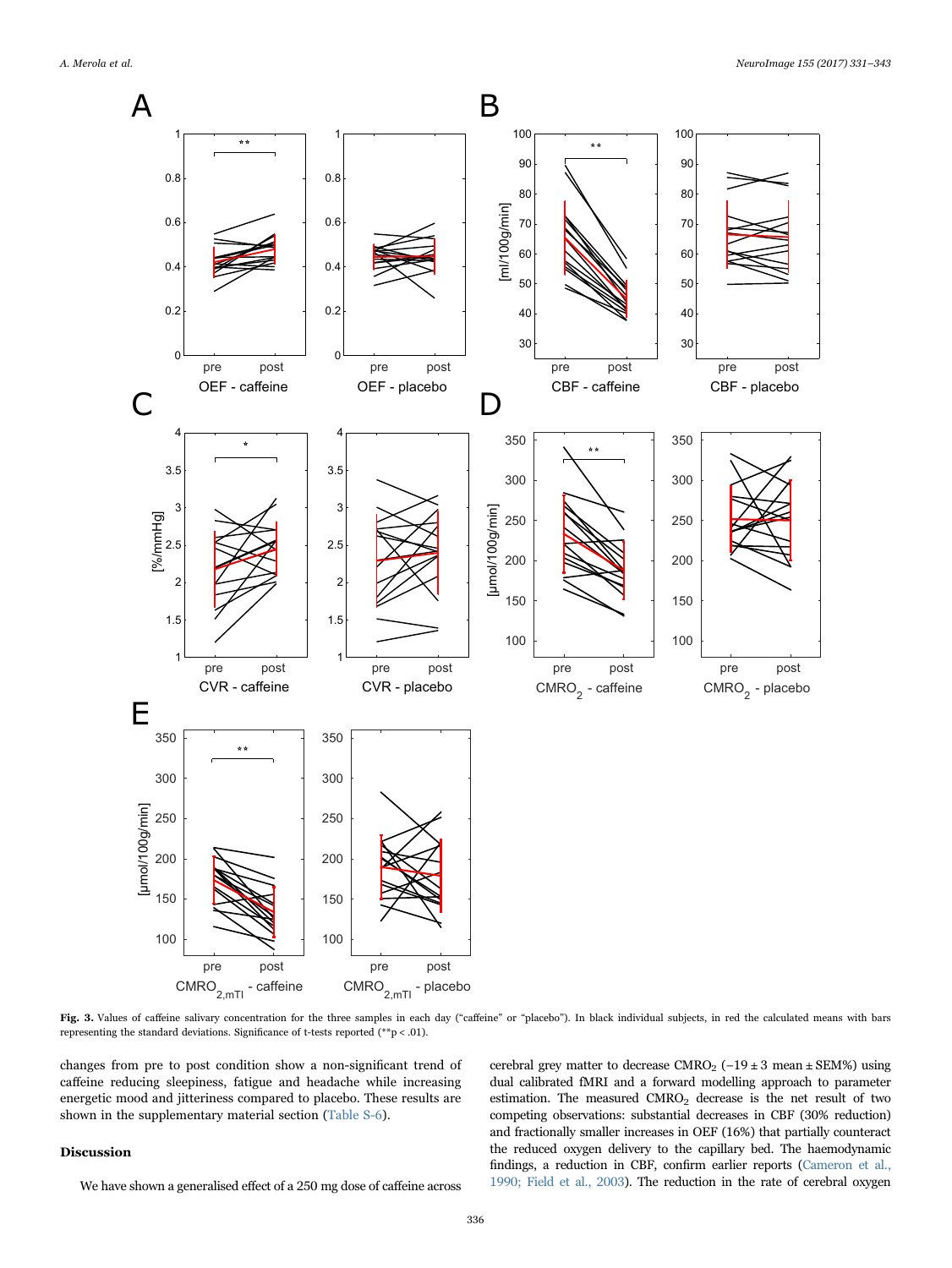**Fig. 3.** Values of caffeine salivary concentration for the three samples in each day ("caffeine" or "placebo"). In black individual subjects, in red the calculated means with bars representing the standard deviations. Significance of t-tests reported (**p < .01).

changes from pre to post condition show a non-significant trend of caffeine reducing sleepiness, fatigue and headache while increasing energetic mood and jitteriness compared to placebo. These results are shown in the supplementary material section (Table S-6).

## Discussion

We have shown a generalised effect of a 250 mg dose of caffeine across cerebral grey matter to decrease $CMRO_2$ ($-19 \pm 3$ mean ± SEM%) using dual calibrated fMRI and a forward modelling approach to parameter estimation. The measured $CMRO_2$ decrease is the net result of two competing observations: substantial decreases in CBF (30% reduction) and fractionally smaller increases in OEF (16%) that partially counteract the reduced oxygen delivery to the capillary bed. The haemodynamic findings, a reduction in CBF, confirm earlier reports (Cameron et al., 1990; Field et al., 2003). The reduction in the rate of cerebral oxygen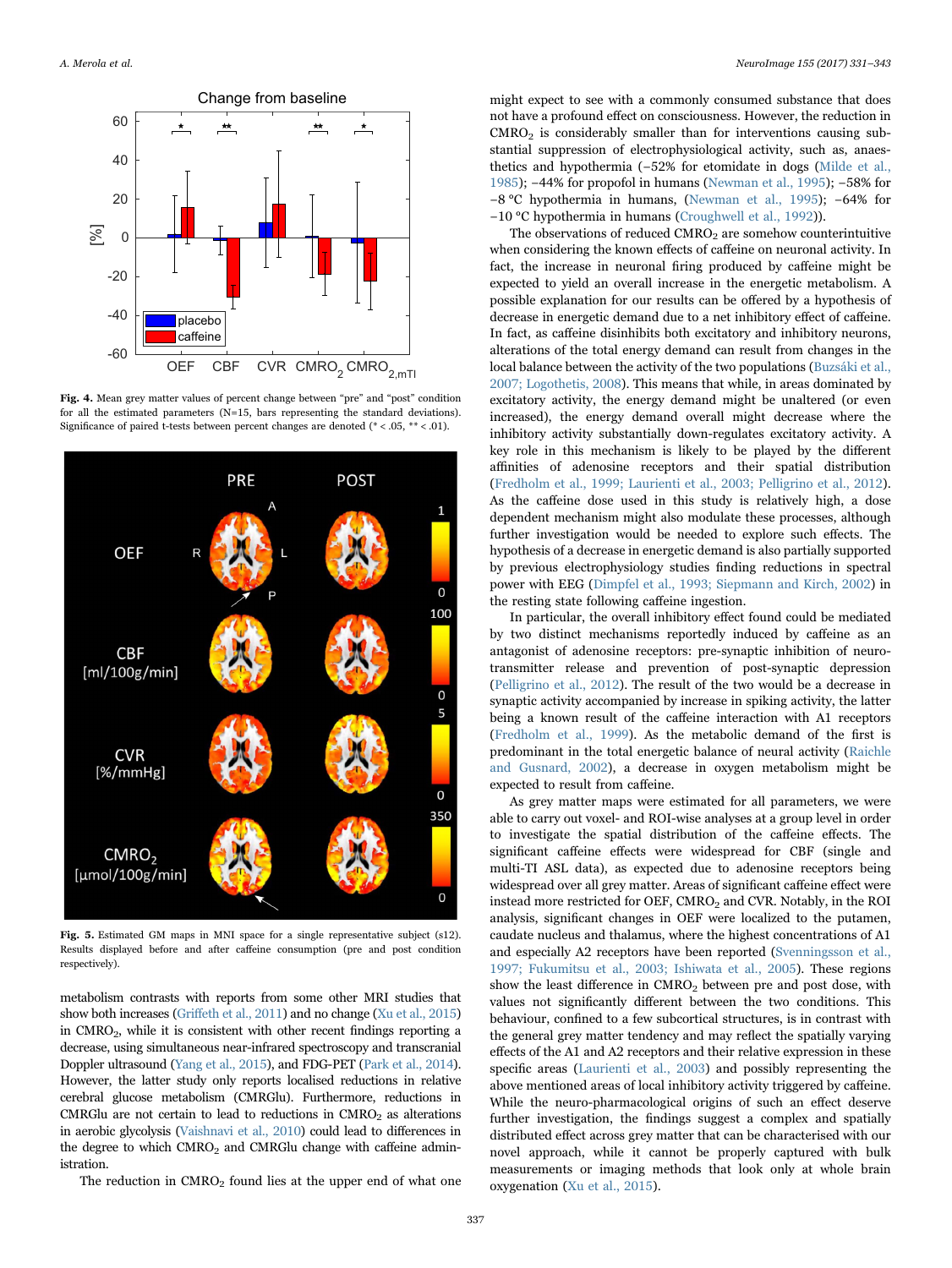Fig. 4. Mean grey matter values of percent change between "pre" and "post" condition for all the estimated parameters (N=15, bars representing the standard deviations). Significance of paired t-tests between percent changes are denoted (* < .05, ** < .01).

Fig. 5. Estimated GM maps in MNI space for a single representative subject (s12). Results displayed before and after caffeine consumption (pre and post condition respectively).

metabolism contrasts with reports from some other MRI studies that show both increases (Griffeth et al., 2011) and no change (Xu et al., 2015) in $CMRO_2$, while it is consistent with other recent findings reporting a decrease, using simultaneous near-infrared spectroscopy and transcranial Doppler ultrasound (Yang et al., 2015), and FDG-PET (Park et al., 2014). However, the latter study only reports localised reductions in relative cerebral glucose metabolism (CMRGlu). Furthermore, reductions in CMRGlu are not certain to lead to reductions in $CMRO_2$ as alterations in aerobic glycolysis (Vaishnavi et al., 2010) could lead to differences in the degree to which $CMRO_2$ and CMRGlu change with caffeine administration.

The reduction in $CMRO_2$ found lies at the upper end of what one might expect to see with a commonly consumed substance that does not have a profound effect on consciousness. However, the reduction in $CMRO_2$ is considerably smaller than for interventions causing substantial suppression of electrophysiological activity, such as, anaesthetics and hypothermia (−52% for etomidate in dogs (Milde et al., 1985); −44% for propofol in humans (Newman et al., 1995); −58% for −8 °C hypothermia in humans, (Newman et al., 1995); −64% for −10 °C hypothermia in humans (Croughwell et al., 1992)).

The observations of reduced $CMRO_2$ are somehow counterintuitive when considering the known effects of caffeine on neuronal activity. In fact, the increase in neuronal firing produced by caffeine might be expected to yield an overall increase in the energetic metabolism. A possible explanation for our results can be offered by a hypothesis of decrease in energetic demand due to a net inhibitory effect of caffeine. In fact, as caffeine disinhibits both excitatory and inhibitory neurons, alterations of the total energy demand can result from changes in the local balance between the activity of the two populations (Buzsáki et al., 2007; Logothetis, 2008). This means that while, in areas dominated by excitatory activity, the energy demand might be unaltered (or even increased), the energy demand overall might decrease where the inhibitory activity substantially down-regulates excitatory activity. A key role in this mechanism is likely to be played by the different affinities of adenosine receptors and their spatial distribution (Fredholm et al., 1999; Laurienti et al., 2003; Pelligrino et al., 2012). As the caffeine dose used in this study is relatively high, a dose dependent mechanism might also modulate these processes, although further investigation would be needed to explore such effects. The hypothesis of a decrease in energetic demand is also partially supported by previous electrophysiology studies finding reductions in spectral power with EEG (Dimpfel et al., 1993; Siepmann and Kirch, 2002) in the resting state following caffeine ingestion.

In particular, the overall inhibitory effect found could be mediated by two distinct mechanisms reportedly induced by caffeine as an antagonist of adenosine receptors: pre-synaptic inhibition of neurotransmitter release and prevention of post-synaptic depression (Pelligrino et al., 2012). The result of the two would be a decrease in synaptic activity accompanied by increase in spiking activity, the latter being a known result of the caffeine interaction with A1 receptors (Fredholm et al., 1999). As the metabolic demand of the first is predominant in the total energetic balance of neural activity (Raichle and Gusnard, 2002), a decrease in oxygen metabolism might be expected to result from caffeine.

As grey matter maps were estimated for all parameters, we were able to carry out voxel- and ROI-wise analyses at a group level in order to investigate the spatial distribution of the caffeine effects. The significant caffeine effects were widespread for CBF (single and multi-TI ASL data), as expected due to adenosine receptors being widespread over all grey matter. Areas of significant caffeine effect were instead more restricted for OEF, $CMRO_2$ and CVR. Notably, in the ROI analysis, significant changes in OEF were localized to the putamen, caudate nucleus and thalamus, where the highest concentrations of A1 and especially A2 receptors have been reported (Svenningsson et al., 1997; Fukumitsu et al., 2003; Ishiwata et al., 2005). These regions show the least difference in $CMRO_2$ between pre and post dose, with values not significantly different between the two conditions. This behaviour, confined to a few subcortical structures, is in contrast with the general grey matter tendency and may reflect the spatially varying effects of the A1 and A2 receptors and their relative expression in these specific areas (Laurienti et al., 2003) and possibly representing the above mentioned areas of local inhibitory activity triggered by caffeine. While the neuro-pharmacological origins of such an effect deserve further investigation, the findings suggest a complex and spatially distributed effect across grey matter that can be characterised with our novel approach, while it cannot be properly captured with bulk measurements or imaging methods that look only at whole brain oxygenation (Xu et al., 2015).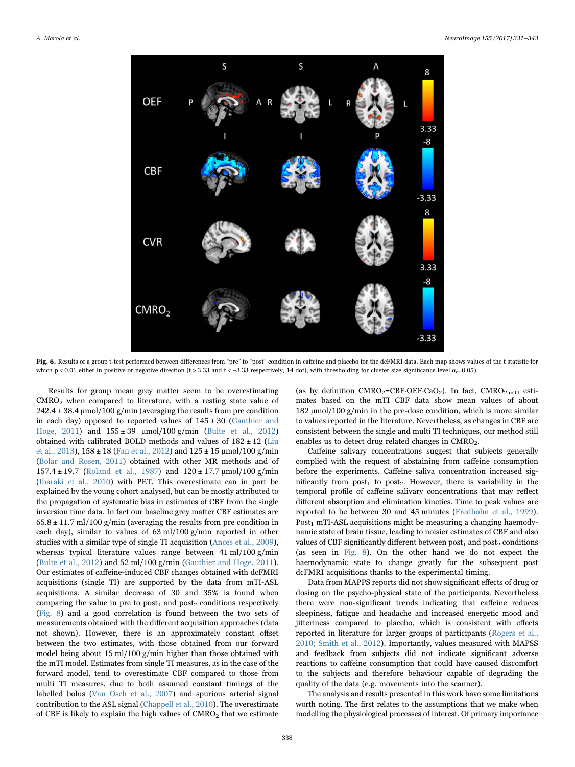**Fig. 6.** Results of a group t-test performed between differences from "pre" to "post" condition in caffeine and placebo for the dcFMRI data. Each map shows values of the t statistic for which $p < 0.01$ either in positive or negative direction ($t > 3.33$ and $t < -3.33$ respectively, 14 dof), with thresholding for cluster size significance level $\alpha_c=0.05$).

Results for group mean grey matter seem to be overestimating $CMRO_2$ when compared to literature, with a resting state value of $242.4 \pm 38.4$ µmol/100 g/min (averaging the results from pre condition in each day) opposed to reported values of $145 \pm 30$ (Gauthier and Hoge, 2011) and $155 \pm 39$ µmol/100 g/min (Bulte et al., 2012) obtained with calibrated BOLD methods and values of $182 \pm 12$ (Liu et al., 2013), $158 \pm 18$ (Fan et al., 2012) and $125 \pm 15$ µmol/100 g/min (Bolar and Rosen, 2011) obtained with other MR methods and of $157.4 \pm 19.7$ (Roland et al., 1987) and $120 \pm 17.7$ µmol/100 g/min (Ibaraki et al., 2010) with PET. This overestimate can in part be explained by the young cohort analysed, but can be mostly attributed to the propagation of systematic bias in estimates of CBF from the single inversion time data. In fact our baseline grey matter CBF estimates are $65.8 \pm 11.7$ ml/100 g/min (averaging the results from pre condition in each day), similar to values of 63 ml/100 g/min reported in other studies with a similar type of single TI acquisition (Ances et al., 2009), whereas typical literature values range between 41 ml/100 g/min (Bulte et al., 2012) and 52 ml/100 g/min (Gauthier and Hoge, 2011). Our estimates of caffeine-induced CBF changes obtained with dcFMRI acquisitions (single TI) are supported by the data from mTI-ASL acquisitions. A similar decrease of 30 and 35% is found when comparing the value in pre to $post_1$ and $post_2$ conditions respectively (Fig. 8) and a good correlation is found between the two sets of measurements obtained with the different acquisition approaches (data not shown). However, there is an approximately constant offset between the two estimates, with those obtained from our forward model being about 15 ml/100 g/min higher than those obtained with the mTI model. Estimates from single TI measures, as in the case of the forward model, tend to overestimate CBF compared to those from multi TI measures, due to both assumed constant timings of the labelled bolus (Van Osch et al., 2007) and spurious arterial signal contribution to the ASL signal (Chappell et al., 2010). The overestimate of CBF is likely to explain the high values of $CMRO_2$ that we estimate (as by definition $CMRO_2$=CBF·OEF·$CaO_2$). In fact, $CMRO_{2,mTI}$ estimates based on the mTI CBF data show mean values of about 182 µmol/100 g/min in the pre-dose condition, which is more similar to values reported in the literature. Nevertheless, as changes in CBF are consistent between the single and multi TI techniques, our method still enables us to detect drug related changes in $CMRO_2$.

Caffeine salivary concentrations suggest that subjects generally complied with the request of abstaining from caffeine consumption before the experiments. Caffeine saliva concentration increased significantly from $post_1$ to $post_2$. However, there is variability in the temporal profile of caffeine salivary concentrations that may reflect different absorption and elimination kinetics. Time to peak values are reported to be between 30 and 45 minutes (Fredholm et al., 1999). $Post_1$ mTI-ASL acquisitions might be measuring a changing haemodynamic state of brain tissue, leading to noisier estimates of CBF and also values of CBF significantly different between $post_1$ and $post_2$ conditions (as seen in Fig. 8). On the other hand we do not expect the haemodynamic state to change greatly for the subsequent post dcFMRI acquisitions thanks to the experimental timing.

Data from MAPPS reports did not show significant effects of drug or dosing on the psycho-physical state of the participants. Nevertheless there were non-significant trends indicating that caffeine reduces sleepiness, fatigue and headache and increased energetic mood and jitteriness compared to placebo, which is consistent with effects reported in literature for larger groups of participants (Rogers et al., 2010; Smith et al., 2012). Importantly, values measured with MAPSS and feedback from subjects did not indicate significant adverse reactions to caffeine consumption that could have caused discomfort to the subjects and therefore behaviour capable of degrading the quality of the data (e.g. movements into the scanner).

The analysis and results presented in this work have some limitations worth noting. The first relates to the assumptions that we make when modelling the physiological processes of interest. Of primary importance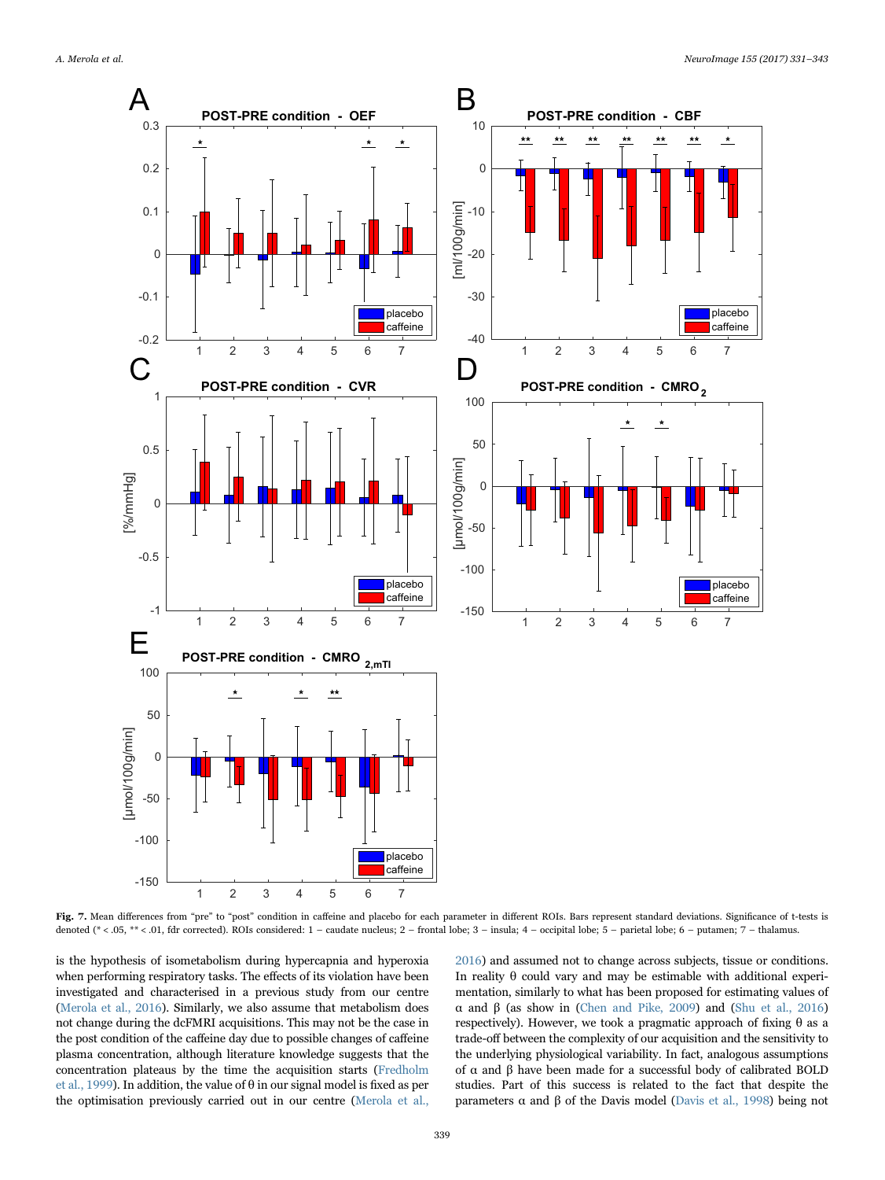Fig. 7. Mean differences from "pre" to "post" condition in caffeine and placebo for each parameter in different ROIs. Bars represent standard deviations. Significance of t-tests is denoted (* < .05, ** < .01, fdr corrected). ROIs considered: 1 – caudate nucleus; 2 – frontal lobe; 3 – insula; 4 – occipital lobe; 5 – parietal lobe; 6 – putamen; 7 – thalamus.

is the hypothesis of isometabolism during hypercapnia and hyperoxia when performing respiratory tasks. The effects of its violation have been investigated and characterised in a previous study from our centre (Merola et al., 2016). Similarly, we also assume that metabolism does not change during the dcFMRI acquisitions. This may not be the case in the post condition of the caffeine day due to possible changes of caffeine plasma concentration, although literature knowledge suggests that the concentration plateaus by the time the acquisition starts (Fredholm et al., 1999). In addition, the value of θ in our signal model is fixed as per the optimisation previously carried out in our centre (Merola et al., 2016) and assumed not to change across subjects, tissue or conditions. In reality θ could vary and may be estimable with additional experimentation, similarly to what has been proposed for estimating values of α and β (as show in (Chen and Pike, 2009) and (Shu et al., 2016) respectively). However, we took a pragmatic approach of fixing θ as a trade-off between the complexity of our acquisition and the sensitivity to the underlying physiological variability. In fact, analogous assumptions of α and β have been made for a successful body of calibrated BOLD studies. Part of this success is related to the fact that despite the parameters α and β of the Davis model (Davis et al., 1998) being not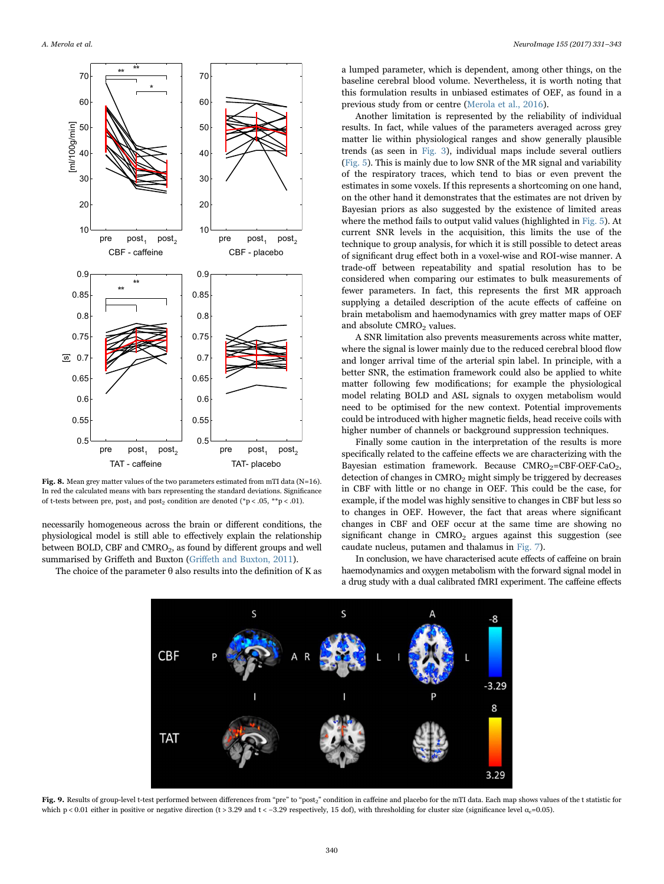Fig. 8. Mean grey matter values of the two parameters estimated from mTI data (N=16). In red the calculated means with bars representing the standard deviations. Significance of t-tests between pre, $post_1$ and $post_2$ condition are denoted (*p < .05, **p < .01).

necessarily homogeneous across the brain or different conditions, the physiological model is still able to effectively explain the relationship between BOLD, CBF and $CMRO_2$, as found by different groups and well summarised by Griffeth and Buxton (Griffeth and Buxton, 2011).

The choice of the parameter θ also results into the definition of K as a lumped parameter, which is dependent, among other things, on the baseline cerebral blood volume. Nevertheless, it is worth noting that this formulation results in unbiased estimates of OEF, as found in a previous study from or centre (Merola et al., 2016).

Another limitation is represented by the reliability of individual results. In fact, while values of the parameters averaged across grey matter lie within physiological ranges and show generally plausible trends (as seen in Fig. 3), individual maps include several outliers (Fig. 5). This is mainly due to low SNR of the MR signal and variability of the respiratory traces, which tend to bias or even prevent the estimates in some voxels. If this represents a shortcoming on one hand, on the other hand it demonstrates that the estimates are not driven by Bayesian priors as also suggested by the existence of limited areas where the method fails to output valid values (highlighted in Fig. 5). At current SNR levels in the acquisition, this limits the use of the technique to group analysis, for which it is still possible to detect areas of significant drug effect both in a voxel-wise and ROI-wise manner. A trade-off between repeatability and spatial resolution has to be considered when comparing our estimates to bulk measurements of fewer parameters. In fact, this represents the first MR approach supplying a detailed description of the acute effects of caffeine on brain metabolism and haemodynamics with grey matter maps of OEF and absolute $CMRO_2$ values.

A SNR limitation also prevents measurements across white matter, where the signal is lower mainly due to the reduced cerebral blood flow and longer arrival time of the arterial spin label. In principle, with a better SNR, the estimation framework could also be applied to white matter following few modifications; for example the physiological model relating BOLD and ASL signals to oxygen metabolism would need to be optimised for the new context. Potential improvements could be introduced with higher magnetic fields, head receive coils with higher number of channels or background suppression techniques.

Finally some caution in the interpretation of the results is more specifically related to the caffeine effects we are characterizing with the Bayesian estimation framework. Because $CMRO_2$=CBF·OEF·$CaO_2$, detection of changes in $CMRO_2$ might simply be triggered by decreases in CBF with little or no change in OEF. This could be the case, for example, if the model was highly sensitive to changes in CBF but less so to changes in OEF. However, the fact that areas where significant changes in CBF and OEF occur at the same time are showing no significant change in $CMRO_2$ argues against this suggestion (see caudate nucleus, putamen and thalamus in Fig. 7).

In conclusion, we have characterised acute effects of caffeine on brain haemodynamics and oxygen metabolism with the forward signal model in a drug study with a dual calibrated fMRI experiment. The caffeine effects

Fig. 9. Results of group-level t-test performed between differences from "pre" to "$post_2$" condition in caffeine and placebo for the mTI data. Each map shows values of the t statistic for which p < 0.01 either in positive or negative direction (t > 3.29 and t < −3.29 respectively, 15 dof), with thresholding for cluster size (significance level $\alpha_c$=0.05).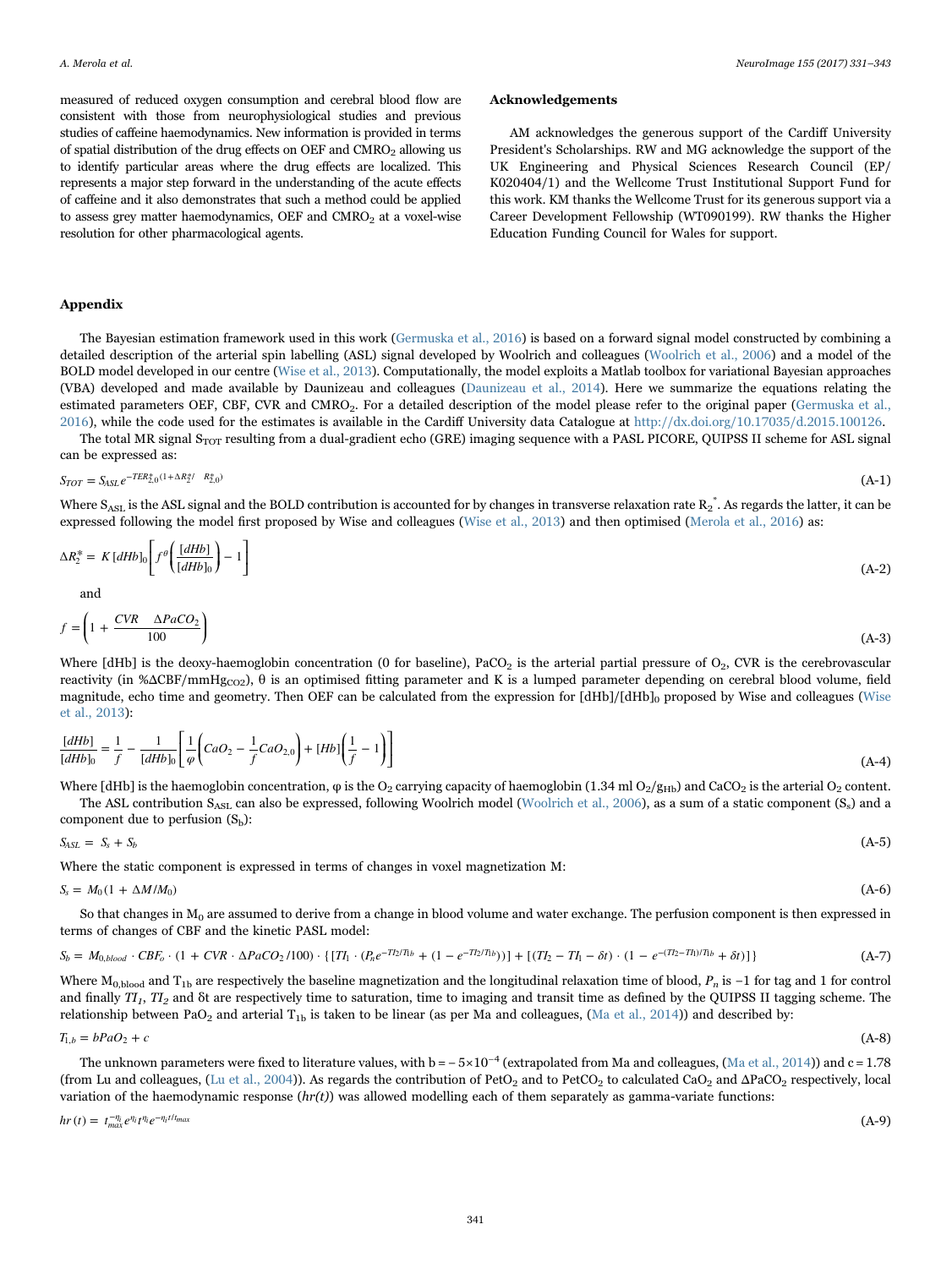measured of reduced oxygen consumption and cerebral blood flow are consistent with those from neurophysiological studies and previous studies of caffeine haemodynamics. New information is provided in terms of spatial distribution of the drug effects on OEF and $CMRO_2$ allowing us to identify particular areas where the drug effects are localized. This represents a major step forward in the understanding of the acute effects of caffeine and it also demonstrates that such a method could be applied to assess grey matter haemodynamics, OEF and $CMRO_2$ at a voxel-wise resolution for other pharmacological agents.

## Acknowledgements

AM acknowledges the generous support of the Cardiff University President's Scholarships. RW and MG acknowledge the support of the UK Engineering and Physical Sciences Research Council (EP/K020404/1) and the Wellcome Trust Institutional Support Fund for this work. KM thanks the Wellcome Trust for its generous support via a Career Development Fellowship (WT090199). RW thanks the Higher Education Funding Council for Wales for support.

## Appendix

The Bayesian estimation framework used in this work (Germuska et al., 2016) is based on a forward signal model constructed by combining a detailed description of the arterial spin labelling (ASL) signal developed by Woolrich and colleagues (Woolrich et al., 2006) and a model of the BOLD model developed in our centre (Wise et al., 2013). Computationally, the model exploits a Matlab toolbox for variational Bayesian approaches (VBA) developed and made available by Daunizeau and colleagues (Daunizeau et al., 2014). Here we summarize the equations relating the estimated parameters OEF, CBF, CVR and $CMRO_2$. For a detailed description of the model please refer to the original paper (Germuska et al., 2016), while the code used for the estimates is available in the Cardiff University data Catalogue at http://dx.doi.org/10.17035/d.2015.100126.

The total MR signal $S_{TOT}$ resulting from a dual-gradient echo (GRE) imaging sequence with a PASL PICORE, QUIPSS II scheme for ASL signal can be expressed as:

$$S_{TOT} = S_{ASL}e^{-TER_{2,0}^{*}(1+\Delta R_2^{*}/\quad R_{2,0}^{*})} \tag{A-1}$$

Where $S_{ASL}$ is the ASL signal and the BOLD contribution is accounted for by changes in transverse relaxation rate $R_2^*$. As regards the latter, it can be expressed following the model first proposed by Wise and colleagues (Wise et al., 2013) and then optimised (Merola et al., 2016) as:

$$\Delta R_2^{*} = K\,[dHb]_0\left[f^{\theta}\left(\frac{[dHb]}{[dHb]_0}\right) - 1\right] \tag{A-2}$$

and

$$f = \left(1 + \frac{CVR \quad \Delta PaCO_2}{100}\right) \tag{A-3}$$

Where [dHb] is the deoxy-haemoglobin concentration (0 for baseline), $PaCO_2$ is the arterial partial pressure of $O_2$, CVR is the cerebrovascular reactivity (in %ΔCBF/$mmHg_{CO2}$), θ is an optimised fitting parameter and K is a lumped parameter depending on cerebral blood volume, field magnitude, echo time and geometry. Then OEF can be calculated from the expression for $[dHb]/[dHb]_0$ proposed by Wise and colleagues (Wise et al., 2013):

$$\frac{[dHb]}{[dHb]_0} = \frac{1}{f} - \frac{1}{[dHb]_0}\left[\frac{1}{\varphi}\left(CaO_2 - \frac{1}{f}CaO_{2,0}\right) + [Hb]\left(\frac{1}{f} - 1\right)\right] \tag{A-4}$$

Where [dHb] is the hemoglobin concentration, φ is the $O_2$ carrying capacity of haemoglobin (1.34 ml $O_2/g_{Hb}$) and $CaCO_2$ is the arterial $O_2$ content.

The ASL contribution $S_{ASL}$ can also be expressed, following Woolrich model (Woolrich et al., 2006), as a sum of a static component ($S_s$) and a component due to perfusion ($S_b$):

$$S_{ASL} = S_s + S_b \tag{A-5}$$

Where the static component is expressed in terms of changes in voxel magnetization M:

$$S_s = M_0(1 + \Delta M/M_0) \tag{A-6}$$

So that changes in $M_0$ are assumed to derive from a change in blood volume and water exchange. The perfusion component is then expressed in terms of changes of CBF and the kinetic PASL model:

$$S_b = M_{0,blood}\cdot CBF_o\cdot(1 + CVR\cdot\Delta PaCO_2/100)\cdot\{[TI_1\cdot(P_n e^{-TI_2/T_{1b}} + (1 - e^{-TI_2/T_{1b}}))] + [(TI_2 - TI_1 - \delta t)\cdot(1 - e^{-(TI_2 - TI_1)/T_{1b}} + \delta t)]\} \tag{A-7}$$

Where $M_{0,blood}$ and $T_{1b}$ are respectively the baseline magnetization and the longitudinal relaxation time of blood, $P_n$ is −1 for tag and 1 for control and finally $TI_1$, $TI_2$ and δt are respectively time to saturation, time to imaging and transit time as defined by the QUIPSS II tagging scheme. The relationship between $PaO_2$ and arterial $T_{1b}$ is taken to be linear (as per Ma and colleagues, (Ma et al., 2014)) and described by:

$$T_{1,b} = bPaO_2 + c \tag{A-8}$$

The unknown parameters were fixed to literature values, with b = − $5\times10^{-4}$ (extrapolated from Ma and colleagues, (Ma et al., 2014)) and c = 1.78 (from Lu and colleagues, (Lu et al., 2004)). As regards the contribution of $PetO_2$ and to $PetCO_2$ to calculated $CaO_2$ and $\Delta PaCO_2$ respectively, local variation of the haemodynamic response (*hr(t)*) was allowed modelling each of them separately as gamma-variate functions:

$$hr(t) = t_{max}^{-\eta_i}e^{\eta_i}t^{\eta_i}e^{-\eta_i t/t_{max}} \tag{A-9}$$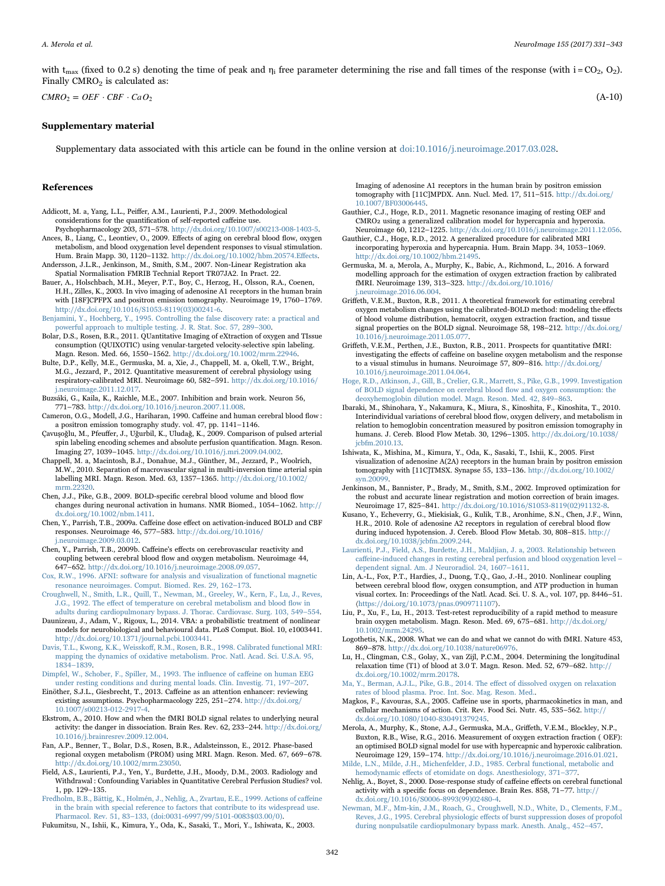with $t_{max}$ (fixed to 0.2 s) denoting the time of peak and $\eta_i$ free parameter determining the rise and fall times of the response (with i = $CO_2$, $O_2$). Finally $CMRO_2$ is calculated as:

$$CMRO_2 = OEF \cdot CBF \cdot CaO_2 \tag{A-10}$$

## Supplementary material

Supplementary data associated with this article can be found in the online version at doi:10.1016/j.neuroimage.2017.03.028.

## References

Addicott, M. a, Yang, L.L., Peiffer, A.M., Laurienti, P.J., 2009. Methodological considerations for the quantification of self-reported caffeine use. Psychopharmacology 203, 571–578. http://dx.doi.org/10.1007/s00213-008-1403-5.

Ances, B., Liang, C., Leontiev, O., 2009. Effects of aging on cerebral blood flow, oxygen metabolism, and blood oxygenation level dependent responses to visual stimulation. Hum. Brain Mapp. 30, 1120–1132. http://dx.doi.org/10.1002/hbm.20574.Effects.

Andersson, J.L.R., Jenkinson, M., Smith, S.M., 2007. Non-Linear Registration aka Spatial Normalisation FMRIB Technial Report TR07JA2. In Pract. 22.

Bauer, A., Holschbach, M.H., Meyer, P.T., Boy, C., Herzog, H., Olsson, R.A., Coenen, H.H., Zilles, K., 2003. In vivo imaging of adenosine A1 receptors in the human brain with [18F]CPFPX and positron emission tomography. Neuroimage 19, 1760–1769. http://dx.doi.org/10.1016/S1053-8119(03)00241-6.

Benjamini, Y., Hochberg, Y., 1995. Controlling the false discovery rate: a practical and powerful approach to multiple testing. J. R. Stat. Soc. 57, 289–300.

Bolar, D.S., Rosen, B.R., 2011. QUantitative Imaging of eXtraction of oxygen and TIssue consumption (QUIXOTIC) using venular-targeted velocity-selective spin labeling. Magn. Reson. Med. 66, 1550–1562. http://dx.doi.org/10.1002/mrm.22946.

Bulte, D.P., Kelly, M.E., Germuska, M. a, Xie, J., Chappell, M. a, Okell, T.W., Bright, M.G., Jezzard, P., 2012. Quantitative measurement of cerebral physiology using respiratory-calibrated MRI. Neuroimage 60, 582–591. http://dx.doi.org/10.1016/j.neuroimage.2011.12.017.

Buzsáki, G., Kaila, K., Raichle, M.E., 2007. Inhibition and brain work. Neuron 56, 771–783. http://dx.doi.org/10.1016/j.neuron.2007.11.008.

Cameron, O.G., Modell, J.G., Hariharan, 1990. Caffeine and human cerebral blood flow : a positron emission tomography study. vol. 47, pp. 1141–1146.

Çavuşoğlu, M., Pfeuffer, J., Uğurbil, K., Uludağ, K., 2009. Comparison of pulsed arterial spin labeling encoding schemes and absolute perfusion quantification. Magn. Reson. Imaging 27, 1039–1045. http://dx.doi.org/10.1016/j.mri.2009.04.002.

Chappell, M. a, Macintosh, B.J., Donahue, M.J., Günther, M., Jezzard, P., Woolrich, M.W., 2010. Separation of macrovascular signal in multi-inversion time arterial spin labelling MRI. Magn. Reson. Med. 63, 1357–1365. http://dx.doi.org/10.1002/mrm.22320.

Chen, J.J., Pike, G.B., 2009. BOLD-specific cerebral blood volume and blood flow changes during neuronal activation in humans. NMR Biomed., 1054–1062. http://dx.doi.org/10.1002/nbm.1411.

Chen, Y., Parrish, T.B., 2009a. Caffeine dose effect on activation-induced BOLD and CBF responses. Neuroimage 46, 577–583. http://dx.doi.org/10.1016/j.neuroimage.2009.03.012.

Chen, Y., Parrish, T.B., 2009b. Caffeine's effects on cerebrovascular reactivity and coupling between cerebral blood flow and oxygen metabolism. Neuroimage 44, 647–652. http://dx.doi.org/10.1016/j.neuroimage.2008.09.057.

Cox, R.W., 1996. AFNI: software for analysis and visualization of functional magnetic resonance neuroimages. Comput. Biomed. Res. 29, 162–173.

Croughwell, N., Smith, L.R., Quill, T., Newman, M., Greeley, W., Kern, F., Lu, J., Reves, J.G., 1992. The effect of temperature on cerebral metabolism and blood flow in adults during cardiopulmonary bypass. J. Thorac. Cardiovasc. Surg. 103, 549–554.

Daunizeau, J., Adam, V., Rigoux, L., 2014. VBA: a probabilistic treatment of nonlinear models for neurobiological and behavioural data. PLoS Comput. Biol. 10, e1003441. http://dx.doi.org/10.1371/journal.pcbi.1003441.

Davis, T.L., Kwong, K.K., Weisskoff, R.M., Rosen, B.R., 1998. Calibrated functional MRI: mapping the dynamics of oxidative metabolism. Proc. Natl. Acad. Sci. U.S.A. 95, 1834–1839.

Dimpfel, W., Schober, F., Spiller, M., 1993. The influence of caffeine on human EEG under resting conditions and during mental loads. Clin. Investig. 71, 197–207.

Einöther, S.J.L., Giesbrecht, T., 2013. Caffeine as an attention enhancer: reviewing existing assumptions. Psychopharmacology 225, 251–274. http://dx.doi.org/10.1007/s00213-012-2917-4.

Ekstrom, A., 2010. How and when the fMRI BOLD signal relates to underlying neural activity: the danger in dissociation. Brain Res. Rev. 62, 233–244. http://dx.doi.org/10.1016/j.brainresrev.2009.12.004.

Fan, A.P., Benner, T., Bolar, D.S., Rosen, B.R., Adalsteinsson, E., 2012. Phase-based regional oxygen metabolism (PROM) using MRI. Magn. Reson. Med. 67, 669–678. http://dx.doi.org/10.1002/mrm.23050.

Field, A.S., Laurienti, P.J., Yen, Y., Burdette, J.H., Moody, D.M., 2003. Radiology and Withdrawal : Confounding Variables in Quantitative Cerebral Perfusion Studies? vol. 1, pp. 129–135.

Fredholm, B.B., Bättig, K., Holmén, J., Nehlig, A., Zvartau, E.E., 1999. Actions of caffeine in the brain with special reference to factors that contribute to its widespread use. Pharmacol. Rev. 51, 83–133, (doi:0031-6997/99/5101-0083$03.00/0).

Fukumitsu, N., Ishii, K., Kimura, Y., Oda, K., Sasaki, T., Mori, Y., Ishiwata, K., 2003. Imaging of adenosine A1 receptors in the human brain by positron emission tomography with [11C]MPDX. Ann. Nucl. Med. 17, 511–515. http://dx.doi.org/10.1007/BF03006445.

Gauthier, C.J., Hoge, R.D., 2011. Magnetic resonance imaging of resting OEF and CMRO₂ using a generalized calibration model for hypercapnia and hyperoxia. Neuroimage 60, 1212–1225. http://dx.doi.org/10.1016/j.neuroimage.2011.12.056.

Gauthier, C.J., Hoge, R.D., 2012. A generalized procedure for calibrated MRI incorporating hyperoxia and hypercapnia. Hum. Brain Mapp. 34, 1053–1069. http://dx.doi.org/10.1002/hbm.21495.

Germuska, M. a, Merola, A., Murphy, K., Babic, A., Richmond, L., 2016. A forward modelling approach for the estimation of oxygen extraction fraction by calibrated fMRI. Neuroimage 139, 313–323. http://dx.doi.org/10.1016/j.neuroimage.2016.06.004.

Griffeth, V.E.M., Buxton, R.B., 2011. A theoretical framework for estimating cerebral oxygen metabolism changes using the calibrated-BOLD method: modeling the effects of blood volume distribution, hematocrit, oxygen extraction fraction, and tissue signal properties on the BOLD signal. Neuroimage 58, 198–212. http://dx.doi.org/10.1016/j.neuroimage.2011.05.077.

Griffeth, V.E.M., Perthen, J.E., Buxton, R.B., 2011. Prospects for quantitative fMRI: investigating the effects of caffeine on baseline oxygen metabolism and the response to a visual stimulus in humans. Neuroimage 57, 809–816. http://dx.doi.org/10.1016/j.neuroimage.2011.04.064.

Hoge, R.D., Atkinson, J., Gill, B., Crelier, G.R., Marrett, S., Pike, G.B., 1999. Investigation of BOLD signal dependence on cerebral blood flow and oxygen consumption: the deoxyhemoglobin dilution model. Magn. Reson. Med. 42, 849–863.

Ibaraki, M., Shinohara, Y., Nakamura, K., Miura, S., Kinoshita, F., Kinoshita, T., 2010. Interindividual variations of cerebral blood flow, oxygen delivery, and metabolism in relation to hemoglobin concentration measured by positron emission tomography in humans. J. Cereb. Blood Flow Metab. 30, 1296–1305. http://dx.doi.org/10.1038/jcbfm.2010.13.

Ishiwata, K., Mishina, M., Kimura, Y., Oda, K., Sasaki, T., Ishii, K., 2005. First visualization of adenosine A(2A) receptors in the human brain by positron emission tomography with [11C]TMSX. Synapse 55, 133–136. http://dx.doi.org/10.1002/syn.20099.

Jenkinson, M., Bannister, P., Brady, M., Smith, S.M., 2002. Improved optimization for the robust and accurate linear registration and motion correction of brain images. Neuroimage 17, 825–841. http://dx.doi.org/10.1016/S1053-8119(02)91132-8.

Kusano, Y., Echeverry, G., Miekisiak, G., Kulik, T.B., Aronhime, S.N., Chen, J.F., Winn, H.R., 2010. Role of adenosine A2 receptors in regulation of cerebral blood flow during induced hypotension. J. Cereb. Blood Flow Metab. 30, 808–815. http://dx.doi.org/10.1038/jcbfm.2009.244.

Laurienti, P.J., Field, A.S., Burdette, J.H., Maldjian, J. a, 2003. Relationship between caffeine-induced changes in resting cerebral perfusion and blood oxygenation level – dependent signal. Am. J Neuroradiol. 24, 1607–1611.

Lin, A.-L., Fox, P.T., Hardies, J., Duong, T.Q., Gao, J.-H., 2010. Nonlinear coupling between cerebral blood flow, oxygen consumption, and ATP production in human visual cortex. In: Proceedings of the Natl. Acad. Sci. U. S. A., vol. 107, pp. 8446–51. 〈https://doi.org/10.1073/pnas.0909711107〉.

Liu, P., Xu, F., Lu, H., 2013. Test-retest reproducibility of a rapid method to measure brain oxygen metabolism. Magn. Reson. Med. 69, 675–681. http://dx.doi.org/10.1002/mrm.24295.

Logothetis, N.K., 2008. What we can do and what we cannot do with fMRI. Nature 453, 869–878. http://dx.doi.org/10.1038/nature06976.

Lu, H., Clingman, C.S., Golay, X., van Zijl, P.C.M., 2004. Determining the longitudinal relaxation time (T1) of blood at 3.0 T. Magn. Reson. Med. 52, 679–682. http://dx.doi.org/10.1002/mrm.20178.

Ma, Y., Berman, A.J.L., Pike, G.B., 2014. The effect of dissolved oxygen on relaxation rates of blood plasma. Proc. Int. Soc. Mag. Reson. Med..

Magkos, F., Kavouras, S.A., 2005. Caffeine use in sports, pharmacokinetics in man, and cellular mechanisms of action. Crit. Rev. Food Sci. Nutr. 45, 535–562. http://dx.doi.org/10.1080/1040-830491379245.

Merola, A., Murphy, K., Stone, A.J., Germuska, M.A., Griffeth, V.E.M., Blockley, N.P., Buxton, R.B., Wise, R.G., 2016. Measurement of oxygen extraction fraction ( OEF): an optimised BOLD signal model for use with hypercapnic and hyperoxic calibration. Neuroimage 129, 159–174. http://dx.doi.org/10.1016/j.neuroimage.2016.01.021.

Milde, L.N., Milde, J.H., Michenfelder, J.D., 1985. Cerbral functional, metabolic and hemodynamic effects of etomidate on dogs. Anesthesiology, 371–377.

Nehlig, A., Boyet, S., 2000. Dose-response study of caffeine effects on cerebral functional activity with a specific focus on dependence. Brain Res. 858, 71–77. http://dx.doi.org/10.1016/S0006-8993(99)02480-4.

Newman, M.F., Mm-kin, J.M., Roach, G., Croughwell, N.D., White, D., Clements, F.M., Reves, J.G., 1995. Cerebral physiologic effects of burst suppression doses of propofol during nonpulsatile cardiopulmonary bypass mark. Anesth. Analg., 452–457.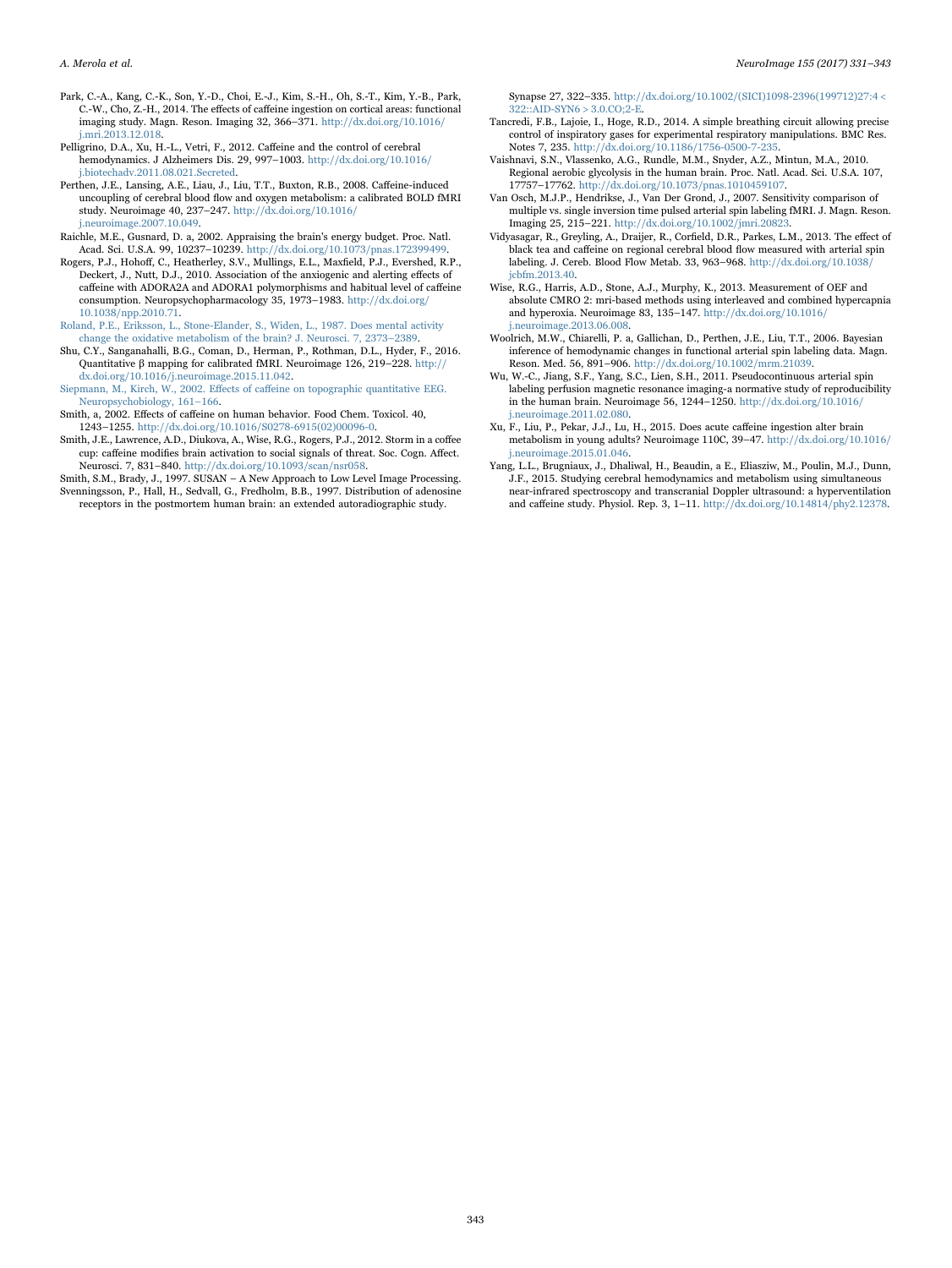Park, C.-A., Kang, C.-K., Son, Y.-D., Choi, E.-J., Kim, S.-H., Oh, S.-T., Kim, Y.-B., Park, C.-W., Cho, Z.-H., 2014. The effects of caffeine ingestion on cortical areas: functional imaging study. Magn. Reson. Imaging 32, 366–371. http://dx.doi.org/10.1016/j.mri.2013.12.018.

Pelligrino, D.A., Xu, H.-L., Vetri, F., 2012. Caffeine and the control of cerebral hemodynamics. J Alzheimers Dis. 29, 997–1003. http://dx.doi.org/10.1016/j.biotechadv.2011.08.021.Secreted.

Perthen, J.E., Lansing, A.E., Liau, J., Liu, T.T., Buxton, R.B., 2008. Caffeine-induced uncoupling of cerebral blood flow and oxygen metabolism: a calibrated BOLD fMRI study. Neuroimage 40, 237–247. http://dx.doi.org/10.1016/j.neuroimage.2007.10.049.

Raichle, M.E., Gusnard, D. a, 2002. Appraising the brain's energy budget. Proc. Natl. Acad. Sci. U.S.A. 99, 10237–10239. http://dx.doi.org/10.1073/pnas.172399499.

Rogers, P.J., Hohoff, C., Heatherley, S.V., Mullings, E.L., Maxfield, P.J., Evershed, R.P., Deckert, J., Nutt, D.J., 2010. Association of the anxiogenic and alerting effects of caffeine with ADORA2A and ADORA1 polymorphisms and habitual level of caffeine consumption. Neuropsychopharmacology 35, 1973–1983. http://dx.doi.org/10.1038/npp.2010.71.

Roland, P.E., Eriksson, L., Stone-Elander, S., Widen, L., 1987. Does mental activity change the oxidative metabolism of the brain? J. Neurosci. 7, 2373–2389.

Shu, C.Y., Sanganahalli, B.G., Coman, D., Herman, P., Rothman, D.L., Hyder, F., 2016. Quantitative β mapping for calibrated fMRI. Neuroimage 126, 219–228. http://dx.doi.org/10.1016/j.neuroimage.2015.11.042.

Siepmann, M., Kirch, W., 2002. Effects of caffeine on topographic quantitative EEG. Neuropsychobiology, 161–166.

Smith, a, 2002. Effects of caffeine on human behavior. Food Chem. Toxicol. 40, 1243–1255. http://dx.doi.org/10.1016/S0278-6915(02)00096-0.

Smith, J.E., Lawrence, A.D., Diukova, A., Wise, R.G., Rogers, P.J., 2012. Storm in a coffee cup: caffeine modifies brain activation to social signals of threat. Soc. Cogn. Affect. Neurosci. 7, 831–840. http://dx.doi.org/10.1093/scan/nsr058.

Smith, S.M., Brady, J., 1997. SUSAN – A New Approach to Low Level Image Processing.

Svenningsson, P., Hall, H., Sedvall, G., Fredholm, B.B., 1997. Distribution of adenosine receptors in the postmortem human brain: an extended autoradiographic study. Synapse 27, 322–335. http://dx.doi.org/10.1002/(SICI)1098-2396(199712)27:4 < 322::AID-SYN6 > 3.0.CO;2-E.

Tancredi, F.B., Lajoie, I., Hoge, R.D., 2014. A simple breathing circuit allowing precise control of inspiratory gases for experimental respiratory manipulations. BMC Res. Notes 7, 235. http://dx.doi.org/10.1186/1756-0500-7-235.

Vaishnavi, S.N., Vlassenko, A.G., Rundle, M.M., Snyder, A.Z., Mintun, M.A., 2010. Regional aerobic glycolysis in the human brain. Proc. Natl. Acad. Sci. U.S.A. 107, 17757–17762. http://dx.doi.org/10.1073/pnas.1010459107.

Van Osch, M.J.P., Hendrikse, J., Van Der Grond, J., 2007. Sensitivity comparison of multiple vs. single inversion time pulsed arterial spin labeling fMRI. J. Magn. Reson. Imaging 25, 215–221. http://dx.doi.org/10.1002/jmri.20823.

Vidyasagar, R., Greyling, A., Draijer, R., Corfield, D.R., Parkes, L.M., 2013. The effect of black tea and caffeine on regional cerebral blood flow measured with arterial spin labeling. J. Cereb. Blood Flow Metab. 33, 963–968. http://dx.doi.org/10.1038/jcbfm.2013.40.

Wise, R.G., Harris, A.D., Stone, A.J., Murphy, K., 2013. Measurement of OEF and absolute CMRO 2: mri-based methods using interleaved and combined hypercapnia and hyperoxia. Neuroimage 83, 135–147. http://dx.doi.org/10.1016/j.neuroimage.2013.06.008.

Woolrich, M.W., Chiarelli, P. a, Gallichan, D., Perthen, J.E., Liu, T.T., 2006. Bayesian inference of hemodynamic changes in functional arterial spin labeling data. Magn. Reson. Med. 56, 891–906. http://dx.doi.org/10.1002/mrm.21039.

Wu, W.-C., Jiang, S.F., Yang, S.C., Lien, S.H., 2011. Pseudocontinuous arterial spin labeling perfusion magnetic resonance imaging-a normative study of reproducibility in the human brain. Neuroimage 56, 1244–1250. http://dx.doi.org/10.1016/j.neuroimage.2011.02.080.

Xu, F., Liu, P., Pekar, J.J., Lu, H., 2015. Does acute caffeine ingestion alter brain metabolism in young adults? Neuroimage 110C, 39–47. http://dx.doi.org/10.1016/j.neuroimage.2015.01.046.

Yang, L.L., Brugniaux, J., Dhaliwal, H., Beaudin, a E., Eliasziw, M., Poulin, M.J., Dunn, J.F., 2015. Studying cerebral hemodynamics and metabolism using simultaneous near-infrared spectroscopy and transcranial Doppler ultrasound: a hyperventilation and caffeine study. Physiol. Rep. 3, 1–11. http://dx.doi.org/10.14814/phy2.12378.